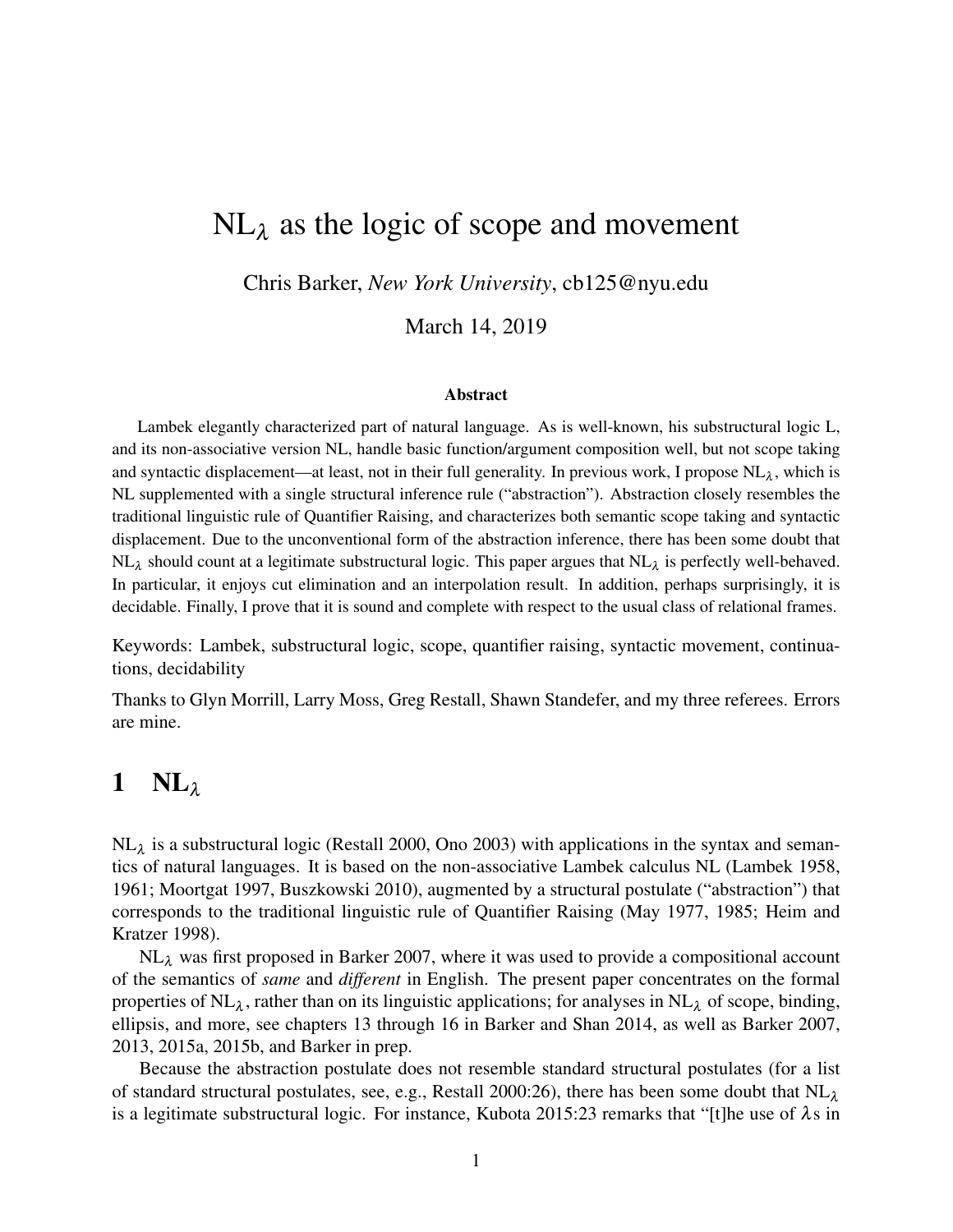# $\text{NL}_\lambda$ as the logic of scope and movement

Chris Barker, *New York University*, cb125@nyu.edu

March 14, 2019

### Abstract

Lambek elegantly characterized part of natural language. As is well-known, his substructural logic L, and its non-associative version NL, handle basic function/argument composition well, but not scope taking and syntactic displacement—at least, not in their full generality. In previous work, I propose $\text{NL}_\lambda$, which is NL supplemented with a single structural inference rule ("abstraction"). Abstraction closely resembles the traditional linguistic rule of Quantifier Raising, and characterizes both semantic scope taking and syntactic displacement. Due to the unconventional form of the abstraction inference, there has been some doubt that $\text{NL}_\lambda$ should count at a legitimate substructural logic. This paper argues that $\text{NL}_\lambda$ is perfectly well-behaved. In particular, it enjoys cut elimination and an interpolation result. In addition, perhaps surprisingly, it is decidable. Finally, I prove that it is sound and complete with respect to the usual class of relational frames.

Keywords: Lambek, substructural logic, scope, quantifier raising, syntactic movement, continuations, decidability

Thanks to Glyn Morrill, Larry Moss, Greg Restall, Shawn Standefer, and my three referees. Errors are mine.

## 1 $\text{NL}_\lambda$

$\text{NL}_\lambda$ is a substructural logic (Restall 2000, Ono 2003) with applications in the syntax and semantics of natural languages. It is based on the non-associative Lambek calculus NL (Lambek 1958, 1961; Moortgat 1997, Buszkowski 2010), augmented by a structural postulate ("abstraction") that corresponds to the traditional linguistic rule of Quantifier Raising (May 1977, 1985; Heim and Kratzer 1998).

$\text{NL}_\lambda$ was first proposed in Barker 2007, where it was used to provide a compositional account of the semantics of *same* and *different* in English. The present paper concentrates on the formal properties of $\text{NL}_\lambda$, rather than on its linguistic applications; for analyses in $\text{NL}_\lambda$ of scope, binding, ellipsis, and more, see chapters 13 through 16 in Barker and Shan 2014, as well as Barker 2007, 2013, 2015a, 2015b, and Barker in prep.

Because the abstraction postulate does not resemble standard structural postulates (for a list of standard structural postulates, see, e.g., Restall 2000:26), there has been some doubt that $\text{NL}_\lambda$ is a legitimate substructural logic. For instance, Kubota 2015:23 remarks that "[t]he use of $\lambda$s in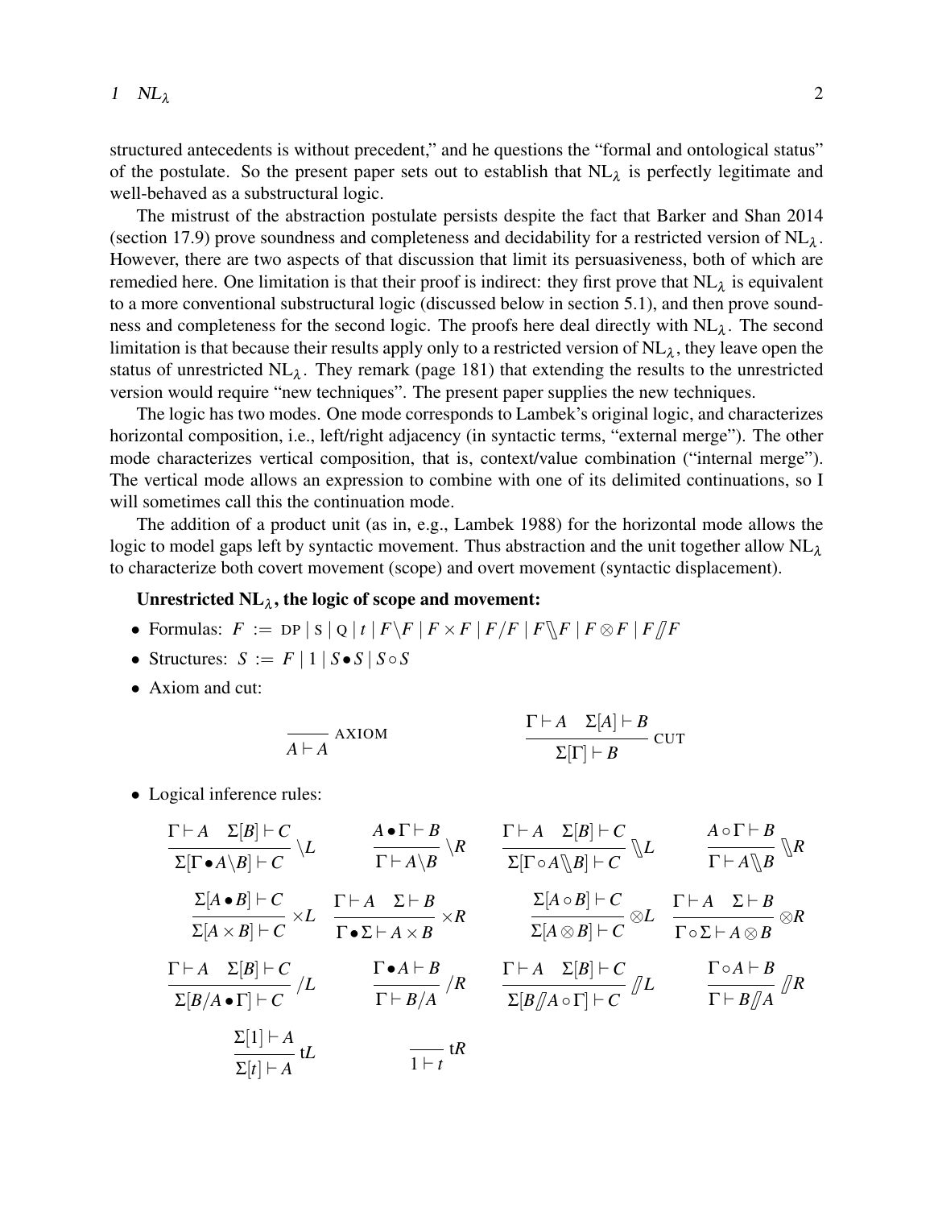structured antecedents is without precedent," and he questions the "formal and ontological status" of the postulate. So the present paper sets out to establish that $\mathrm{NL}_\lambda$ is perfectly legitimate and well-behaved as a substructural logic.

The mistrust of the abstraction postulate persists despite the fact that Barker and Shan 2014 (section 17.9) prove soundness and completeness and decidability for a restricted version of $\mathrm{NL}_\lambda$. However, there are two aspects of that discussion that limit its persuasiveness, both of which are remedied here. One limitation is that their proof is indirect: they first prove that $\mathrm{NL}_\lambda$ is equivalent to a more conventional substructural logic (discussed below in section 5.1), and then prove soundness and completeness for the second logic. The proofs here deal directly with $\mathrm{NL}_\lambda$. The second limitation is that because their results apply only to a restricted version of $\mathrm{NL}_\lambda$, they leave open the status of unrestricted $\mathrm{NL}_\lambda$. They remark (page 181) that extending the results to the unrestricted version would require "new techniques". The present paper supplies the new techniques.

The logic has two modes. One mode corresponds to Lambek's original logic, and characterizes horizontal composition, i.e., left/right adjacency (in syntactic terms, "external merge"). The other mode characterizes vertical composition, that is, context/value combination ("internal merge"). The vertical mode allows an expression to combine with one of its delimited continuations, so I will sometimes call this the continuation mode.

The addition of a product unit (as in, e.g., Lambek 1988) for the horizontal mode allows the logic to model gaps left by syntactic movement. Thus abstraction and the unit together allow $\mathrm{NL}_\lambda$ to characterize both covert movement (scope) and overt movement (syntactic displacement).

**Unrestricted $\mathrm{NL}_\lambda$, the logic of scope and movement:**

- Formulas: $F \;:=\; \mathrm{DP} \mid \mathrm{S} \mid \mathrm{Q} \mid t \mid F\backslash F \mid F \times F \mid F/F \mid F\mathbin{\backslash\!\!\backslash} F \mid F \otimes F \mid F \mathbin{/\!\!/} F$
- Structures: $S \;:=\; F \mid 1 \mid S \bullet S \mid S \circ S$
- Axiom and cut:

$$\frac{}{A \vdash A}\ \text{AXIOM} \qquad\qquad \frac{\Gamma \vdash A \quad \Sigma[A] \vdash B}{\Sigma[\Gamma] \vdash B}\ \text{CUT}$$

- Logical inference rules:

$$\frac{\Gamma \vdash A \quad \Sigma[B] \vdash C}{\Sigma[\Gamma \bullet A\backslash B] \vdash C}\ \backslash L \qquad \frac{A \bullet \Gamma \vdash B}{\Gamma \vdash A\backslash B}\ \backslash R \qquad \frac{\Gamma \vdash A \quad \Sigma[B] \vdash C}{\Sigma[\Gamma \circ A\mathbin{\backslash\!\!\backslash} B] \vdash C}\ \mathbin{\backslash\!\!\backslash} L \qquad \frac{A \circ \Gamma \vdash B}{\Gamma \vdash A\mathbin{\backslash\!\!\backslash} B}\ \mathbin{\backslash\!\!\backslash} R$$

$$\frac{\Sigma[A \bullet B] \vdash C}{\Sigma[A \times B] \vdash C}\ \times L \qquad \frac{\Gamma \vdash A \quad \Sigma \vdash B}{\Gamma \bullet \Sigma \vdash A \times B}\ \times R \qquad \frac{\Sigma[A \circ B] \vdash C}{\Sigma[A \otimes B] \vdash C}\ \otimes L \qquad \frac{\Gamma \vdash A \quad \Sigma \vdash B}{\Gamma \circ \Sigma \vdash A \otimes B}\ \otimes R$$

$$\frac{\Gamma \vdash A \quad \Sigma[B] \vdash C}{\Sigma[B/A \bullet \Gamma] \vdash C}\ /L \qquad \frac{\Gamma \bullet A \vdash B}{\Gamma \vdash B/A}\ /R \qquad \frac{\Gamma \vdash A \quad \Sigma[B] \vdash C}{\Sigma[B\mathbin{/\!\!/} A \circ \Gamma] \vdash C}\ \mathbin{/\!\!/} L \qquad \frac{\Gamma \circ A \vdash B}{\Gamma \vdash B\mathbin{/\!\!/} A}\ \mathbin{/\!\!/} R$$

$$\frac{\Sigma[1] \vdash A}{\Sigma[t] \vdash A}\ \mathrm{t}L \qquad \frac{}{1 \vdash t}\ \mathrm{t}R$$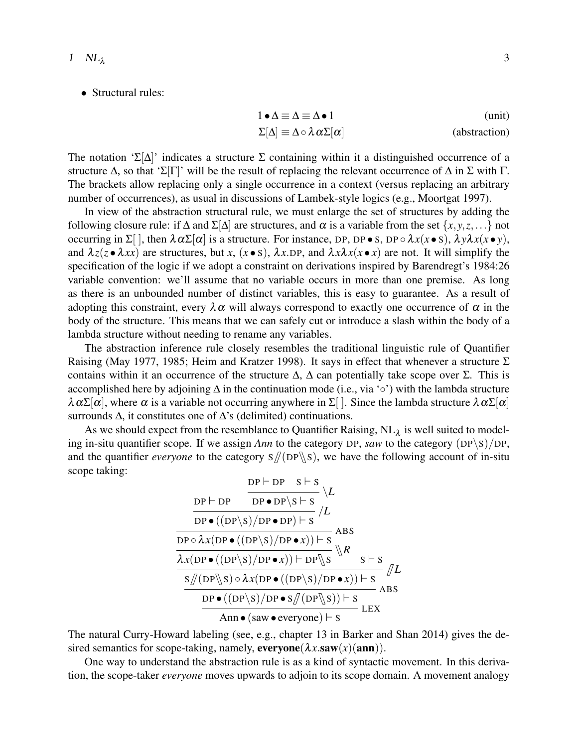- Structural rules:

$$1 \bullet \Delta \equiv \Delta \equiv \Delta \bullet 1 \qquad \text{(unit)}$$

$$\Sigma[\Delta] \equiv \Delta \circ \lambda\alpha\Sigma[\alpha] \qquad \text{(abstraction)}$$

The notation '$\Sigma[\Delta]$' indicates a structure $\Sigma$ containing within it a distinguished occurrence of a structure $\Delta$, so that '$\Sigma[\Gamma]$' will be the result of replacing the relevant occurrence of $\Delta$ in $\Sigma$ with $\Gamma$. The brackets allow replacing only a single occurrence in a context (versus replacing an arbitrary number of occurrences), as usual in discussions of Lambek-style logics (e.g., Moortgat 1997).

In view of the abstraction structural rule, we must enlarge the set of structures by adding the following closure rule: if $\Delta$ and $\Sigma[\Delta]$ are structures, and $\alpha$ is a variable from the set $\{x,y,z,\ldots\}$ not occurring in $\Sigma[\,]$, then $\lambda\alpha\Sigma[\alpha]$ is a structure. For instance, DP, DP $\bullet$ S, DP $\circ\, \lambda x(x \bullet \text{S})$, $\lambda y \lambda x(x \bullet y)$, and $\lambda z(z \bullet \lambda xx)$ are structures, but $x$, $(x \bullet \text{S})$, $\lambda x.\text{DP}$, and $\lambda x \lambda x(x \bullet x)$ are not. It will simplify the specification of the logic if we adopt a constraint on derivations inspired by Barendregt's 1984:26 variable convention: we'll assume that no variable occurs in more than one premise. As long as there is an unbounded number of distinct variables, this is easy to guarantee. As a result of adopting this constraint, every $\lambda\alpha$ will always correspond to exactly one occurrence of $\alpha$ in the body of the structure. This means that we can safely cut or introduce a slash within the body of a lambda structure without needing to rename any variables.

The abstraction inference rule closely resembles the traditional linguistic rule of Quantifier Raising (May 1977, 1985; Heim and Kratzer 1998). It says in effect that whenever a structure $\Sigma$ contains within it an occurrence of the structure $\Delta$, $\Delta$ can potentially take scope over $\Sigma$. This is accomplished here by adjoining $\Delta$ in the continuation mode (i.e., via '$\circ$') with the lambda structure $\lambda\alpha\Sigma[\alpha]$, where $\alpha$ is a variable not occurring anywhere in $\Sigma[\,]$. Since the lambda structure $\lambda\alpha\Sigma[\alpha]$ surrounds $\Delta$, it constitutes one of $\Delta$'s (delimited) continuations.

As we should expect from the resemblance to Quantifier Raising, NL$_\lambda$ is well suited to modeling in-situ quantifier scope. If we assign *Ann* to the category DP, *saw* to the category $(\text{DP}\backslash\text{S})/\text{DP}$, and the quantifier *everyone* to the category $\text{S}/\!\!/(\text{DP}\backslash\!\!\backslash\text{S})$, we have the following account of in-situ scope taking:

$$\dfrac{\dfrac{\dfrac{\dfrac{\dfrac{\dfrac{\text{DP} \vdash \text{DP} \qquad \dfrac{\text{DP} \vdash \text{DP} \quad \text{S} \vdash \text{S}}{\text{DP} \bullet \text{DP}\backslash\text{S} \vdash \text{S}}\,\backslash L}{\text{DP} \bullet ((\text{DP}\backslash\text{S})/\text{DP} \bullet \text{DP}) \vdash \text{S}}\,/L}{\text{DP} \circ \lambda x(\text{DP} \bullet ((\text{DP}\backslash\text{S})/\text{DP} \bullet x)) \vdash \text{S}}\,\text{ABS}}{\lambda x(\text{DP} \bullet ((\text{DP}\backslash\text{S})/\text{DP} \bullet x)) \vdash \text{DP}\backslash\!\!\backslash\text{S}}\,\backslash\!\!\backslash R \qquad \text{S} \vdash \text{S}}{\text{S}/\!\!/(\text{DP}\backslash\!\!\backslash\text{S}) \circ \lambda x(\text{DP} \bullet ((\text{DP}\backslash\text{S})/\text{DP} \bullet x)) \vdash \text{S}}\,/\!\!/L}{\text{DP} \bullet ((\text{DP}\backslash\text{S})/\text{DP} \bullet \text{S}/\!\!/(\text{DP}\backslash\!\!\backslash\text{S})) \vdash \text{S}}\,\text{ABS}}{\text{Ann} \bullet (\text{saw} \bullet \text{everyone}) \vdash \text{S}}\,\text{LEX}$$

The natural Curry-Howard labeling (see, e.g., chapter 13 in Barker and Shan 2014) gives the desired semantics for scope-taking, namely, $\textbf{everyone}(\lambda x.\textbf{saw}(x)(\textbf{ann}))$.

One way to understand the abstraction rule is as a kind of syntactic movement. In this derivation, the scope-taker *everyone* moves upwards to adjoin to its scope domain. A movement analogy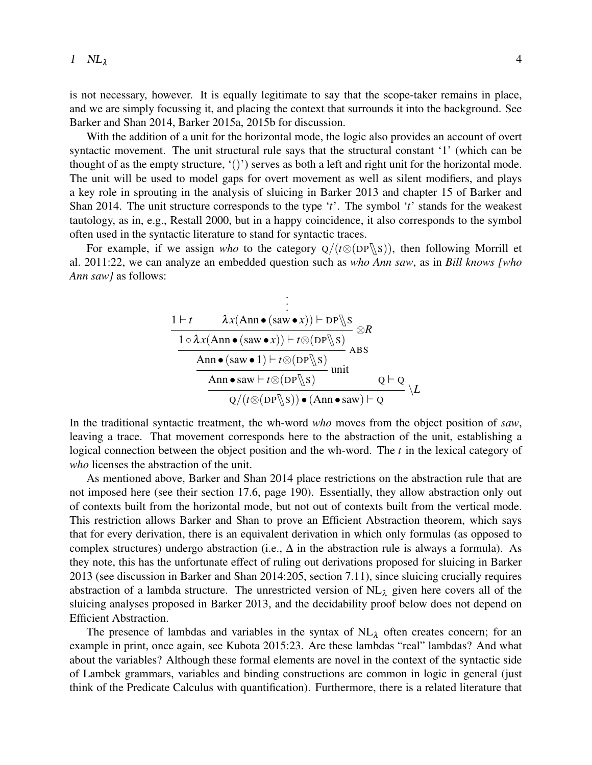is not necessary, however. It is equally legitimate to say that the scope-taker remains in place, and we are simply focussing it, and placing the context that surrounds it into the background. See Barker and Shan 2014, Barker 2015a, 2015b for discussion.

With the addition of a unit for the horizontal mode, the logic also provides an account of overt syntactic movement. The unit structural rule says that the structural constant '1' (which can be thought of as the empty structure, '()') serves as both a left and right unit for the horizontal mode. The unit will be used to model gaps for overt movement as well as silent modifiers, and plays a key role in sprouting in the analysis of sluicing in Barker 2013 and chapter 15 of Barker and Shan 2014. The unit structure corresponds to the type '$t$'. The symbol '$t$' stands for the weakest tautology, as in, e.g., Restall 2000, but in a happy coincidence, it also corresponds to the symbol often used in the syntactic literature to stand for syntactic traces.

For example, if we assign *who* to the category $\text{Q}/(t \otimes (\text{DP} \backslash\!\!\backslash \text{S}))$, then following Morrill et al. 2011:22, we can analyze an embedded question such as *who Ann saw*, as in *Bill knows [who Ann saw]* as follows:

$$
\dfrac{\dfrac{\dfrac{\dfrac{1 \vdash t \qquad \begin{matrix}\vdots \\ \lambda x(\text{Ann} \bullet (\text{saw} \bullet x)) \vdash \text{DP} \backslash\!\!\backslash \text{S}\end{matrix}}{1 \circ \lambda x(\text{Ann} \bullet (\text{saw} \bullet x)) \vdash t \otimes (\text{DP} \backslash\!\!\backslash \text{S})}\otimes R}{\text{Ann} \bullet (\text{saw} \bullet 1) \vdash t \otimes (\text{DP} \backslash\!\!\backslash \text{S})}\text{ABS}}{\text{Ann} \bullet \text{saw} \vdash t \otimes (\text{DP} \backslash\!\!\backslash \text{S})}\text{unit} \qquad \text{Q} \vdash \text{Q}}{\text{Q}/(t \otimes (\text{DP} \backslash\!\!\backslash \text{S})) \bullet (\text{Ann} \bullet \text{saw}) \vdash \text{Q}} \backslash L
$$

In the traditional syntactic treatment, the wh-word *who* moves from the object position of *saw*, leaving a trace. That movement corresponds here to the abstraction of the unit, establishing a logical connection between the object position and the wh-word. The $t$ in the lexical category of *who* licenses the abstraction of the unit.

As mentioned above, Barker and Shan 2014 place restrictions on the abstraction rule that are not imposed here (see their section 17.6, page 190). Essentially, they allow abstraction only out of contexts built from the horizontal mode, but not out of contexts built from the vertical mode. This restriction allows Barker and Shan to prove an Efficient Abstraction theorem, which says that for every derivation, there is an equivalent derivation in which only formulas (as opposed to complex structures) undergo abstraction (i.e., $\Delta$ in the abstraction rule is always a formula). As they note, this has the unfortunate effect of ruling out derivations proposed for sluicing in Barker 2013 (see discussion in Barker and Shan 2014:205, section 7.11), since sluicing crucially requires abstraction of a lambda structure. The unrestricted version of $\text{NL}_\lambda$ given here covers all of the sluicing analyses proposed in Barker 2013, and the decidability proof below does not depend on Efficient Abstraction.

The presence of lambdas and variables in the syntax of $\text{NL}_\lambda$ often creates concern; for an example in print, once again, see Kubota 2015:23. Are these lambdas "real" lambdas? And what about the variables? Although these formal elements are novel in the context of the syntactic side of Lambek grammars, variables and binding constructions are common in logic in general (just think of the Predicate Calculus with quantification). Furthermore, there is a related literature that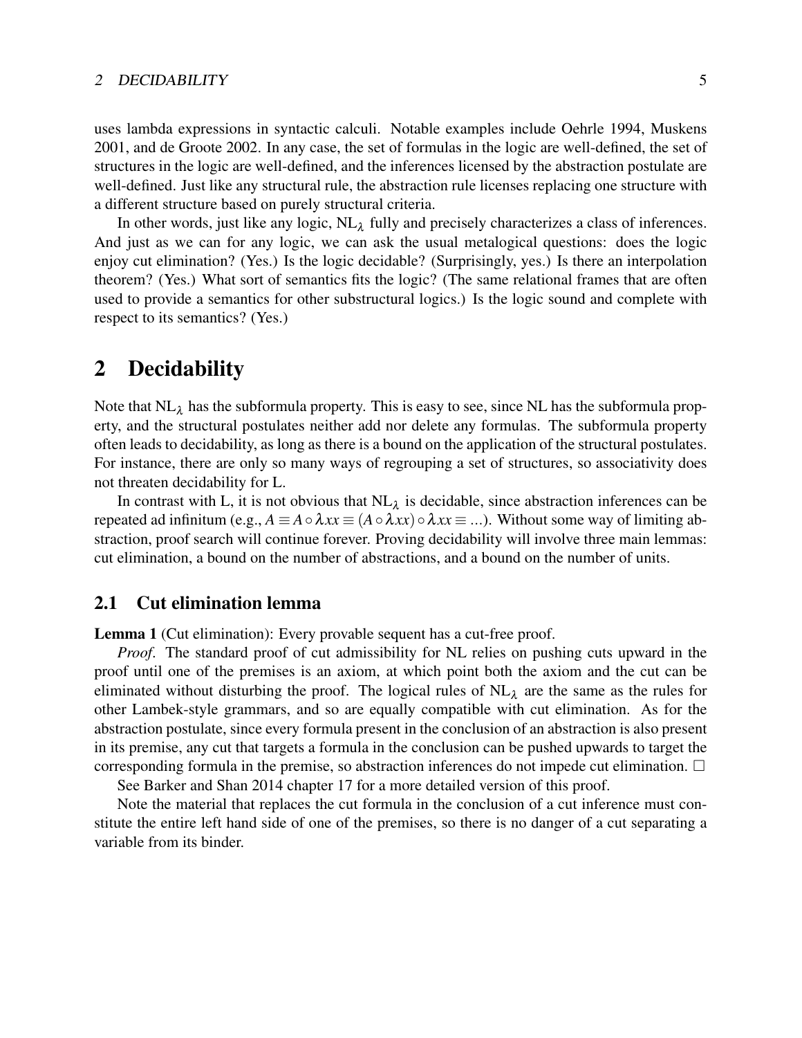uses lambda expressions in syntactic calculi. Notable examples include Oehrle 1994, Muskens 2001, and de Groote 2002. In any case, the set of formulas in the logic are well-defined, the set of structures in the logic are well-defined, and the inferences licensed by the abstraction postulate are well-defined. Just like any structural rule, the abstraction rule licenses replacing one structure with a different structure based on purely structural criteria.

In other words, just like any logic, $NL_\lambda$ fully and precisely characterizes a class of inferences. And just as we can for any logic, we can ask the usual metalogical questions: does the logic enjoy cut elimination? (Yes.) Is the logic decidable? (Surprisingly, yes.) Is there an interpolation theorem? (Yes.) What sort of semantics fits the logic? (The same relational frames that are often used to provide a semantics for other substructural logics.) Is the logic sound and complete with respect to its semantics? (Yes.)

# 2 Decidability

Note that $NL_\lambda$ has the subformula property. This is easy to see, since NL has the subformula property, and the structural postulates neither add nor delete any formulas. The subformula property often leads to decidability, as long as there is a bound on the application of the structural postulates. For instance, there are only so many ways of regrouping a set of structures, so associativity does not threaten decidability for L.

In contrast with L, it is not obvious that $NL_\lambda$ is decidable, since abstraction inferences can be repeated ad infinitum (e.g., $A \equiv A \circ \lambda xx \equiv (A \circ \lambda xx) \circ \lambda xx \equiv ...$). Without some way of limiting abstraction, proof search will continue forever. Proving decidability will involve three main lemmas: cut elimination, a bound on the number of abstractions, and a bound on the number of units.

## 2.1 Cut elimination lemma

**Lemma 1** (Cut elimination): Every provable sequent has a cut-free proof.

*Proof*. The standard proof of cut admissibility for NL relies on pushing cuts upward in the proof until one of the premises is an axiom, at which point both the axiom and the cut can be eliminated without disturbing the proof. The logical rules of $NL_\lambda$ are the same as the rules for other Lambek-style grammars, and so are equally compatible with cut elimination. As for the abstraction postulate, since every formula present in the conclusion of an abstraction is also present in its premise, any cut that targets a formula in the conclusion can be pushed upwards to target the corresponding formula in the premise, so abstraction inferences do not impede cut elimination. □

See Barker and Shan 2014 chapter 17 for a more detailed version of this proof.

Note the material that replaces the cut formula in the conclusion of a cut inference must constitute the entire left hand side of one of the premises, so there is no danger of a cut separating a variable from its binder.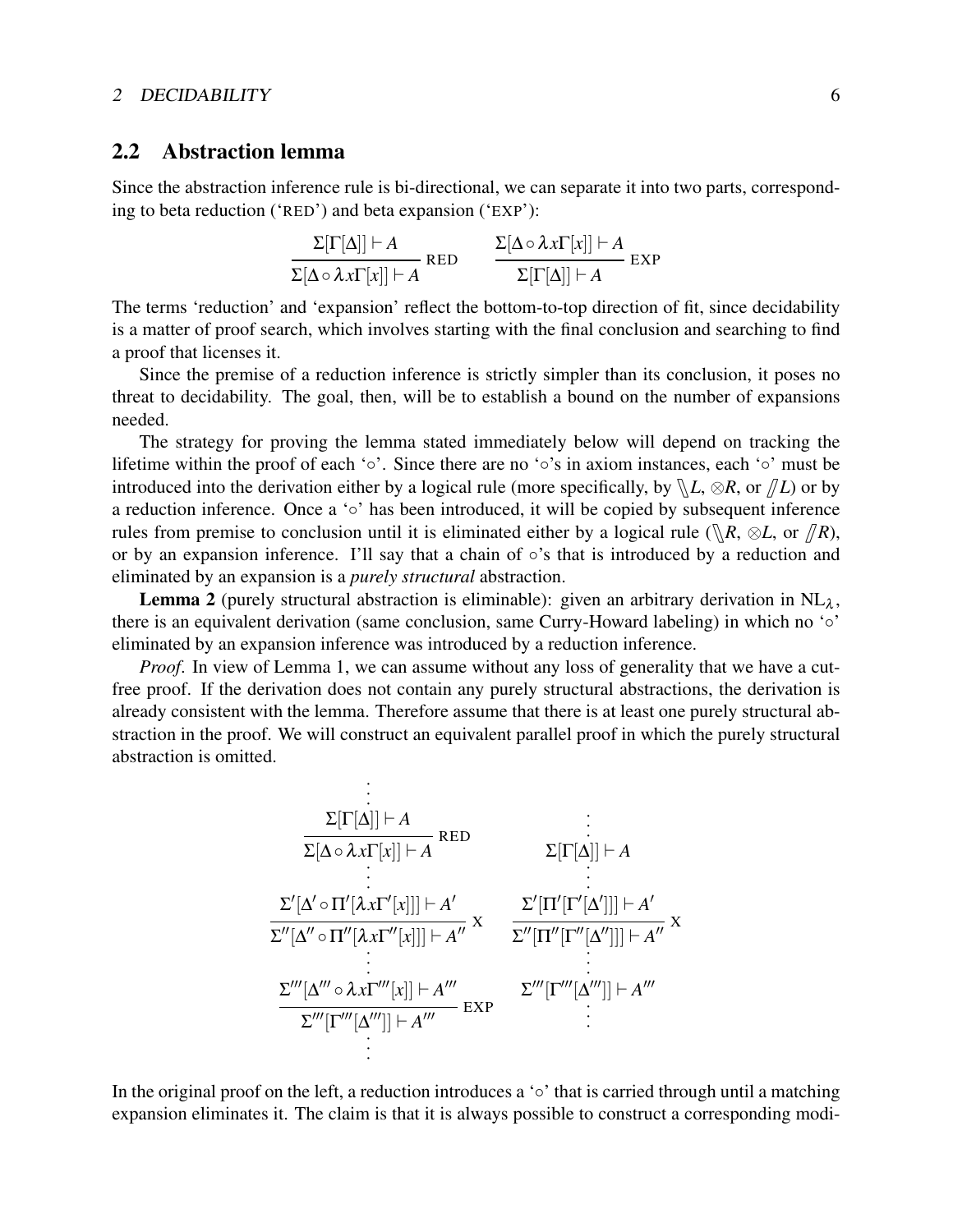## 2.2 Abstraction lemma

Since the abstraction inference rule is bi-directional, we can separate it into two parts, corresponding to beta reduction ('RED') and beta expansion ('EXP'):

$$\frac{\Sigma[\Gamma[\Delta]] \vdash A}{\Sigma[\Delta \circ \lambda x \Gamma[x]] \vdash A} \text{RED} \qquad \frac{\Sigma[\Delta \circ \lambda x \Gamma[x]] \vdash A}{\Sigma[\Gamma[\Delta]] \vdash A} \text{EXP}$$

The terms 'reduction' and 'expansion' reflect the bottom-to-top direction of fit, since decidability is a matter of proof search, which involves starting with the final conclusion and searching to find a proof that licenses it.

Since the premise of a reduction inference is strictly simpler than its conclusion, it poses no threat to decidability. The goal, then, will be to establish a bound on the number of expansions needed.

The strategy for proving the lemma stated immediately below will depend on tracking the lifetime within the proof of each '$\circ$'. Since there are no '$\circ$'s in axiom instances, each '$\circ$' must be introduced into the derivation either by a logical rule (more specifically, by $\backslash\!\!\backslash L$, $\otimes R$, or $/\!\!/ L$) or by a reduction inference. Once a '$\circ$' has been introduced, it will be copied by subsequent inference rules from premise to conclusion until it is eliminated either by a logical rule ($\backslash\!\!\backslash R$, $\otimes L$, or $/\!\!/ R$), or by an expansion inference. I'll say that a chain of $\circ$'s that is introduced by a reduction and eliminated by an expansion is a *purely structural* abstraction.

**Lemma 2** (purely structural abstraction is eliminable): given an arbitrary derivation in $\text{NL}_\lambda$, there is an equivalent derivation (same conclusion, same Curry-Howard labeling) in which no '$\circ$' eliminated by an expansion inference was introduced by a reduction inference.

*Proof.* In view of Lemma 1, we can assume without any loss of generality that we have a cut-free proof. If the derivation does not contain any purely structural abstractions, the derivation is already consistent with the lemma. Therefore assume that there is at least one purely structural abstraction in the proof. We will construct an equivalent parallel proof in which the purely structural abstraction is omitted.

$$\begin{array}{cc}
\begin{array}{c}
\vdots \\
\dfrac{\Sigma[\Gamma[\Delta]] \vdash A}{\Sigma[\Delta \circ \lambda x \Gamma[x]] \vdash A} \text{RED} \\
\vdots \\
\dfrac{\Sigma'[\Delta' \circ \Pi'[\lambda x \Gamma'[x]]] \vdash A'}{\Sigma''[\Delta'' \circ \Pi''[\lambda x \Gamma''[x]]] \vdash A''} \text{X} \\
\vdots \\
\dfrac{\Sigma'''[\Delta''' \circ \lambda x \Gamma'''[x]] \vdash A'''}{\Sigma'''[\Gamma'''[\Delta''']] \vdash A'''} \text{EXP} \\
\vdots
\end{array}
&
\begin{array}{c}
\vdots \\
\Sigma[\Gamma[\Delta]] \vdash A \\
\vdots \\
\dfrac{\Sigma'[\Pi'[\Gamma'[\Delta']]] \vdash A'}{\Sigma''[\Pi''[\Gamma''[\Delta'']]] \vdash A''} \text{X} \\
\vdots \\
\Sigma'''[\Gamma'''[\Delta''']] \vdash A''' \\
\vdots
\end{array}
\end{array}$$

In the original proof on the left, a reduction introduces a '$\circ$' that is carried through until a matching expansion eliminates it. The claim is that it is always possible to construct a corresponding modi-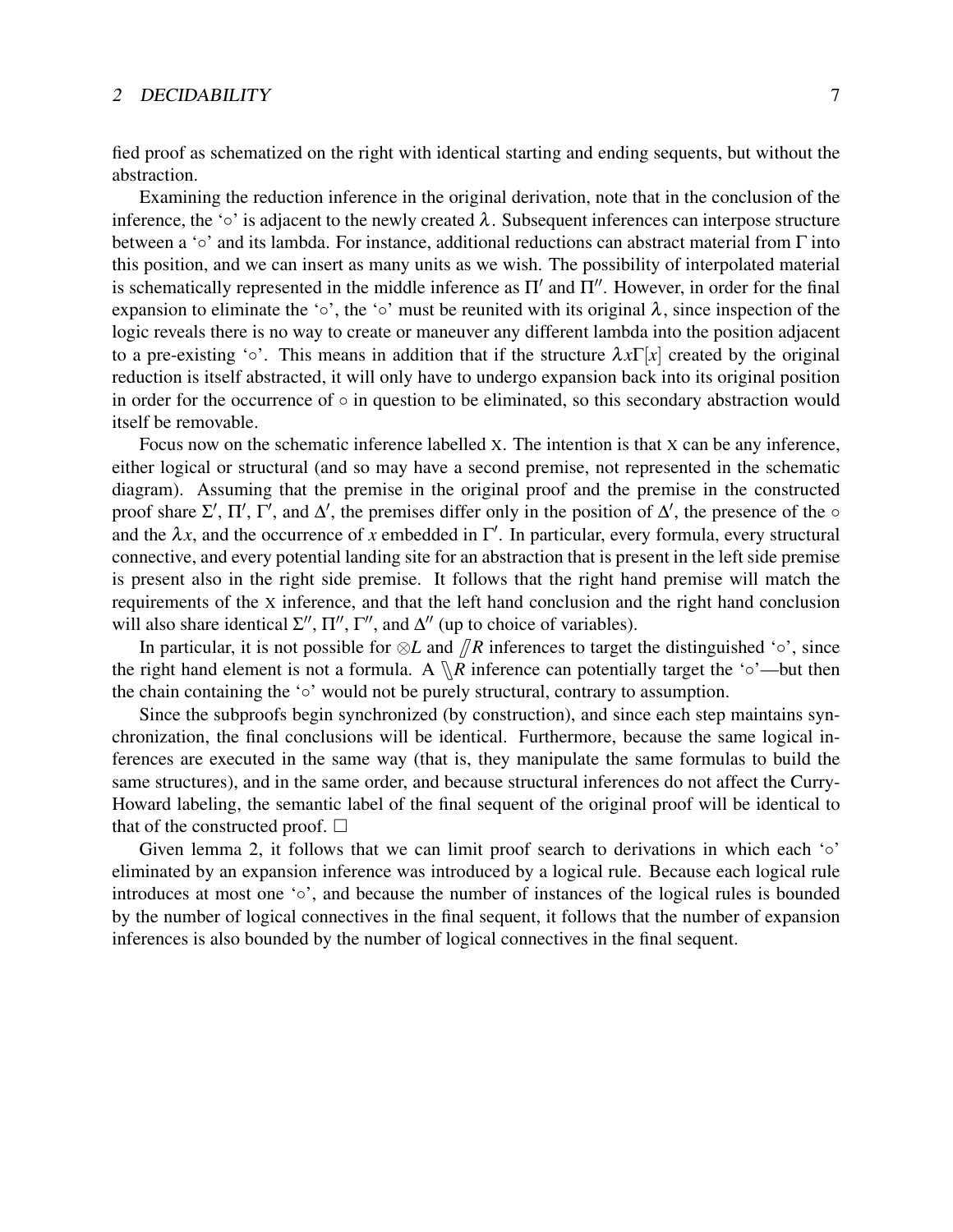fied proof as schematized on the right with identical starting and ending sequents, but without the abstraction.

Examining the reduction inference in the original derivation, note that in the conclusion of the inference, the '$\circ$' is adjacent to the newly created $\lambda$. Subsequent inferences can interpose structure between a '$\circ$' and its lambda. For instance, additional reductions can abstract material from $\Gamma$ into this position, and we can insert as many units as we wish. The possibility of interpolated material is schematically represented in the middle inference as $\Pi'$ and $\Pi''$. However, in order for the final expansion to eliminate the '$\circ$', the '$\circ$' must be reunited with its original $\lambda$, since inspection of the logic reveals there is no way to create or maneuver any different lambda into the position adjacent to a pre-existing '$\circ$'. This means in addition that if the structure $\lambda x \Gamma[x]$ created by the original reduction is itself abstracted, it will only have to undergo expansion back into its original position in order for the occurrence of $\circ$ in question to be eliminated, so this secondary abstraction would itself be removable.

Focus now on the schematic inference labelled X. The intention is that X can be any inference, either logical or structural (and so may have a second premise, not represented in the schematic diagram). Assuming that the premise in the original proof and the premise in the constructed proof share $\Sigma'$, $\Pi'$, $\Gamma'$, and $\Delta'$, the premises differ only in the position of $\Delta'$, the presence of the $\circ$ and the $\lambda x$, and the occurrence of $x$ embedded in $\Gamma'$. In particular, every formula, every structural connective, and every potential landing site for an abstraction that is present in the left side premise is present also in the right side premise. It follows that the right hand premise will match the requirements of the X inference, and that the left hand conclusion and the right hand conclusion will also share identical $\Sigma''$, $\Pi''$, $\Gamma''$, and $\Delta''$ (up to choice of variables).

In particular, it is not possible for $\otimes L$ and $/\!\!/ R$ inferences to target the distinguished '$\circ$', since the right hand element is not a formula. A $\backslash\!\!\backslash R$ inference can potentially target the '$\circ$'—but then the chain containing the '$\circ$' would not be purely structural, contrary to assumption.

Since the subproofs begin synchronized (by construction), and since each step maintains synchronization, the final conclusions will be identical. Furthermore, because the same logical inferences are executed in the same way (that is, they manipulate the same formulas to build the same structures), and in the same order, and because structural inferences do not affect the Curry-Howard labeling, the semantic label of the final sequent of the original proof will be identical to that of the constructed proof. $\square$

Given lemma 2, it follows that we can limit proof search to derivations in which each '$\circ$' eliminated by an expansion inference was introduced by a logical rule. Because each logical rule introduces at most one '$\circ$', and because the number of instances of the logical rules is bounded by the number of logical connectives in the final sequent, it follows that the number of expansion inferences is also bounded by the number of logical connectives in the final sequent.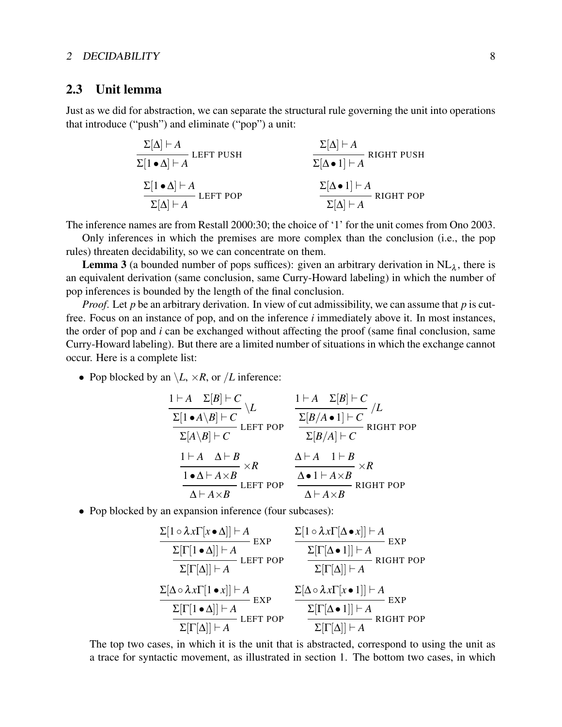## 2.3 Unit lemma

Just as we did for abstraction, we can separate the structural rule governing the unit into operations that introduce ("push") and eliminate ("pop") a unit:

$$\frac{\Sigma[\Delta] \vdash A}{\Sigma[1 \bullet \Delta] \vdash A} \text{ LEFT PUSH} \qquad \frac{\Sigma[\Delta] \vdash A}{\Sigma[\Delta \bullet 1] \vdash A} \text{ RIGHT PUSH}$$

$$\frac{\Sigma[1 \bullet \Delta] \vdash A}{\Sigma[\Delta] \vdash A} \text{ LEFT POP} \qquad \frac{\Sigma[\Delta \bullet 1] \vdash A}{\Sigma[\Delta] \vdash A} \text{ RIGHT POP}$$

The inference names are from Restall 2000:30; the choice of '1' for the unit comes from Ono 2003.

Only inferences in which the premises are more complex than the conclusion (i.e., the pop rules) threaten decidability, so we can concentrate on them.

**Lemma 3** (a bounded number of pops suffices): given an arbitrary derivation in $\mathrm{NL}_\lambda$, there is an equivalent derivation (same conclusion, same Curry-Howard labeling) in which the number of pop inferences is bounded by the length of the final conclusion.

*Proof.* Let $p$ be an arbitrary derivation. In view of cut admissibility, we can assume that $p$ is cut-free. Focus on an instance of pop, and on the inference $i$ immediately above it. In most instances, the order of pop and $i$ can be exchanged without affecting the proof (same final conclusion, same Curry-Howard labeling). But there are a limited number of situations in which the exchange cannot occur. Here is a complete list:

- Pop blocked by an $\backslash L$, $\times R$, or $/L$ inference:

$$\cfrac{\cfrac{1 \vdash A \quad \Sigma[B] \vdash C}{\Sigma[1 \bullet A\backslash B] \vdash C} \backslash L}{\Sigma[A\backslash B] \vdash C} \text{ LEFT POP} \qquad \cfrac{\cfrac{1 \vdash A \quad \Sigma[B] \vdash C}{\Sigma[B/A \bullet 1] \vdash C} /L}{\Sigma[B/A] \vdash C} \text{ RIGHT POP}$$

$$\cfrac{\cfrac{1 \vdash A \quad \Delta \vdash B}{1 \bullet \Delta \vdash A \times B} \times R}{\Delta \vdash A \times B} \text{ LEFT POP} \qquad \cfrac{\cfrac{\Delta \vdash A \quad 1 \vdash B}{\Delta \bullet 1 \vdash A \times B} \times R}{\Delta \vdash A \times B} \text{ RIGHT POP}$$

- Pop blocked by an expansion inference (four subcases):

$$\cfrac{\cfrac{\Sigma[1 \circ \lambda x \Gamma[x \bullet \Delta]] \vdash A}{\Sigma[\Gamma[1 \bullet \Delta]] \vdash A} \text{ EXP}}{\Sigma[\Gamma[\Delta]] \vdash A} \text{ LEFT POP} \qquad \cfrac{\cfrac{\Sigma[1 \circ \lambda x \Gamma[\Delta \bullet x]] \vdash A}{\Sigma[\Gamma[\Delta \bullet 1]] \vdash A} \text{ EXP}}{\Sigma[\Gamma[\Delta]] \vdash A} \text{ RIGHT POP}$$

$$\cfrac{\cfrac{\Sigma[\Delta \circ \lambda x \Gamma[1 \bullet x]] \vdash A}{\Sigma[\Gamma[1 \bullet \Delta]] \vdash A} \text{ EXP}}{\Sigma[\Gamma[\Delta]] \vdash A} \text{ LEFT POP} \qquad \cfrac{\cfrac{\Sigma[\Delta \circ \lambda x \Gamma[x \bullet 1]] \vdash A}{\Sigma[\Gamma[\Delta \bullet 1]] \vdash A} \text{ EXP}}{\Sigma[\Gamma[\Delta]] \vdash A} \text{ RIGHT POP}$$

  The top two cases, in which it is the unit that is abstracted, correspond to using the unit as a trace for syntactic movement, as illustrated in section 1. The bottom two cases, in which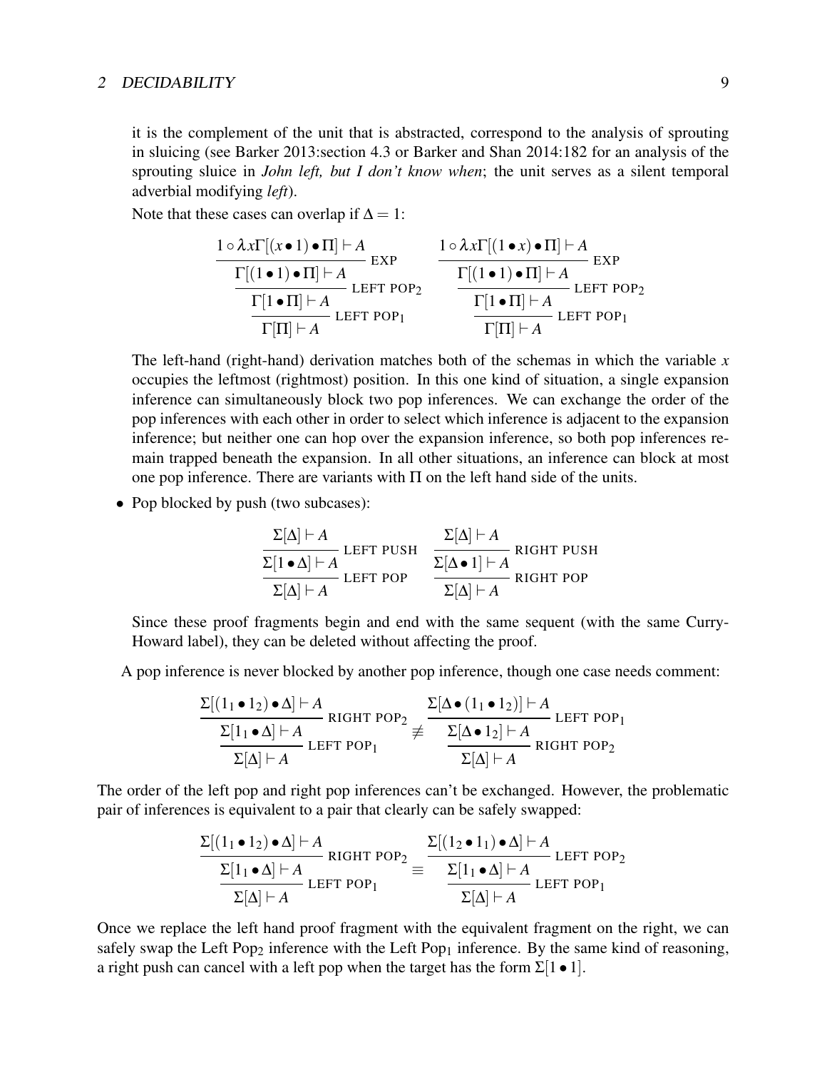it is the complement of the unit that is abstracted, correspond to the analysis of sprouting in sluicing (see Barker 2013:section 4.3 or Barker and Shan 2014:182 for an analysis of the sprouting sluice in *John left, but I don't know when*; the unit serves as a silent temporal adverbial modifying *left*).

Note that these cases can overlap if $\Delta = 1$:

$$
\dfrac{\dfrac{\dfrac{1 \circ \lambda x \Gamma[(x \bullet 1) \bullet \Pi] \vdash A}{\Gamma[(1 \bullet 1) \bullet \Pi] \vdash A}\text{ EXP}}{\Gamma[1 \bullet \Pi] \vdash A}\text{ LEFT POP}_2}{\Gamma[\Pi] \vdash A}\text{ LEFT POP}_1
\qquad
\dfrac{\dfrac{\dfrac{1 \circ \lambda x \Gamma[(1 \bullet x) \bullet \Pi] \vdash A}{\Gamma[(1 \bullet 1) \bullet \Pi] \vdash A}\text{ EXP}}{\Gamma[1 \bullet \Pi] \vdash A}\text{ LEFT POP}_2}{\Gamma[\Pi] \vdash A}\text{ LEFT POP}_1
$$

The left-hand (right-hand) derivation matches both of the schemas in which the variable $x$ occupies the leftmost (rightmost) position. In this one kind of situation, a single expansion inference can simultaneously block two pop inferences. We can exchange the order of the pop inferences with each other in order to select which inference is adjacent to the expansion inference; but neither one can hop over the expansion inference, so both pop inferences remain trapped beneath the expansion. In all other situations, an inference can block at most one pop inference. There are variants with $\Pi$ on the left hand side of the units.

- Pop blocked by push (two subcases):

$$
\dfrac{\dfrac{\Sigma[\Delta] \vdash A}{\Sigma[1 \bullet \Delta] \vdash A}\text{ LEFT PUSH}}{\Sigma[\Delta] \vdash A}\text{ LEFT POP}
\qquad
\dfrac{\dfrac{\Sigma[\Delta] \vdash A}{\Sigma[\Delta \bullet 1] \vdash A}\text{ RIGHT PUSH}}{\Sigma[\Delta] \vdash A}\text{ RIGHT POP}
$$

Since these proof fragments begin and end with the same sequent (with the same Curry-Howard label), they can be deleted without affecting the proof.

A pop inference is never blocked by another pop inference, though one case needs comment:

$$
\dfrac{\dfrac{\Sigma[(1_1 \bullet 1_2) \bullet \Delta] \vdash A}{\Sigma[1_1 \bullet \Delta] \vdash A}\text{ RIGHT POP}_2}{\Sigma[\Delta] \vdash A}\text{ LEFT POP}_1
\not\equiv
\dfrac{\dfrac{\Sigma[\Delta \bullet (1_1 \bullet 1_2)] \vdash A}{\Sigma[\Delta \bullet 1_2] \vdash A}\text{ LEFT POP}_1}{\Sigma[\Delta] \vdash A}\text{ RIGHT POP}_2
$$

The order of the left pop and right pop inferences can't be exchanged. However, the problematic pair of inferences is equivalent to a pair that clearly can be safely swapped:

$$
\dfrac{\dfrac{\Sigma[(1_1 \bullet 1_2) \bullet \Delta] \vdash A}{\Sigma[1_1 \bullet \Delta] \vdash A}\text{ RIGHT POP}_2}{\Sigma[\Delta] \vdash A}\text{ LEFT POP}_1
\equiv
\dfrac{\dfrac{\Sigma[(1_2 \bullet 1_1) \bullet \Delta] \vdash A}{\Sigma[1_1 \bullet \Delta] \vdash A}\text{ LEFT POP}_2}{\Sigma[\Delta] \vdash A}\text{ LEFT POP}_1
$$

Once we replace the left hand proof fragment with the equivalent fragment on the right, we can safely swap the Left $\text{Pop}_2$ inference with the Left $\text{Pop}_1$ inference. By the same kind of reasoning, a right push can cancel with a left pop when the target has the form $\Sigma[1 \bullet 1]$.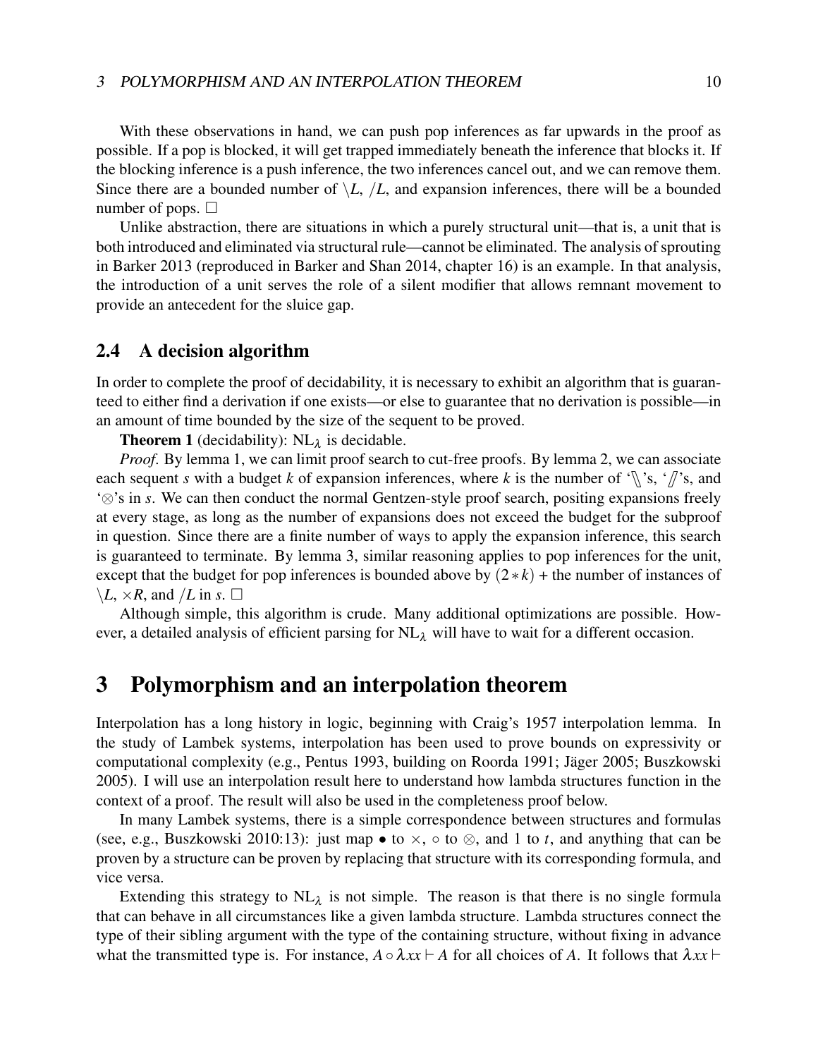With these observations in hand, we can push pop inferences as far upwards in the proof as possible. If a pop is blocked, it will get trapped immediately beneath the inference that blocks it. If the blocking inference is a push inference, the two inferences cancel out, and we can remove them. Since there are a bounded number of $\backslash L$, $/L$, and expansion inferences, there will be a bounded number of pops. $\Box$

Unlike abstraction, there are situations in which a purely structural unit—that is, a unit that is both introduced and eliminated via structural rule—cannot be eliminated. The analysis of sprouting in Barker 2013 (reproduced in Barker and Shan 2014, chapter 16) is an example. In that analysis, the introduction of a unit serves the role of a silent modifier that allows remnant movement to provide an antecedent for the sluice gap.

## 2.4 A decision algorithm

In order to complete the proof of decidability, it is necessary to exhibit an algorithm that is guaranteed to either find a derivation if one exists—or else to guarantee that no derivation is possible—in an amount of time bounded by the size of the sequent to be proved.

**Theorem 1** (decidability): $\mathrm{NL}_\lambda$ is decidable.

*Proof.* By lemma 1, we can limit proof search to cut-free proofs. By lemma 2, we can associate each sequent $s$ with a budget $k$ of expansion inferences, where $k$ is the number of '$\backslash\!\!\backslash$'s, '$/\!\!/$'s, and '$\otimes$'s in $s$. We can then conduct the normal Gentzen-style proof search, positing expansions freely at every stage, as long as the number of expansions does not exceed the budget for the subproof in question. Since there are a finite number of ways to apply the expansion inference, this search is guaranteed to terminate. By lemma 3, similar reasoning applies to pop inferences for the unit, except that the budget for pop inferences is bounded above by $(2 * k)$ + the number of instances of $\backslash L$, $\times R$, and $/L$ in $s$. $\Box$

Although simple, this algorithm is crude. Many additional optimizations are possible. However, a detailed analysis of efficient parsing for $\mathrm{NL}_\lambda$ will have to wait for a different occasion.

# 3 Polymorphism and an interpolation theorem

Interpolation has a long history in logic, beginning with Craig's 1957 interpolation lemma. In the study of Lambek systems, interpolation has been used to prove bounds on expressivity or computational complexity (e.g., Pentus 1993, building on Roorda 1991; Jäger 2005; Buszkowski 2005). I will use an interpolation result here to understand how lambda structures function in the context of a proof. The result will also be used in the completeness proof below.

In many Lambek systems, there is a simple correspondence between structures and formulas (see, e.g., Buszkowski 2010:13): just map $\bullet$ to $\times$, $\circ$ to $\otimes$, and $1$ to $t$, and anything that can be proven by a structure can be proven by replacing that structure with its corresponding formula, and vice versa.

Extending this strategy to $\mathrm{NL}_\lambda$ is not simple. The reason is that there is no single formula that can behave in all circumstances like a given lambda structure. Lambda structures connect the type of their sibling argument with the type of the containing structure, without fixing in advance what the transmitted type is. For instance, $A \circ \lambda xx \vdash A$ for all choices of $A$. It follows that $\lambda xx \vdash$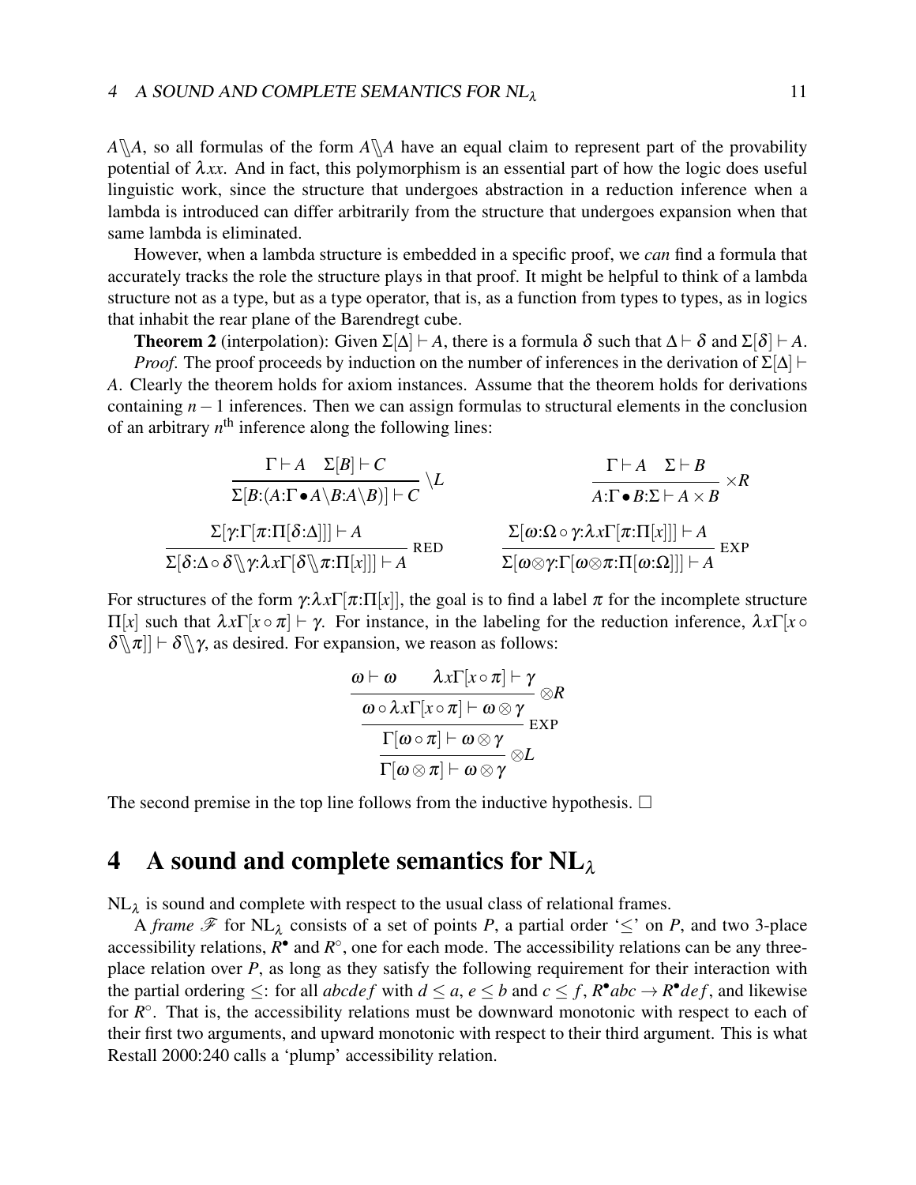$A\backslash\!\!\backslash A$, so all formulas of the form $A\backslash\!\!\backslash A$ have an equal claim to represent part of the provability potential of $\lambda xx$. And in fact, this polymorphism is an essential part of how the logic does useful linguistic work, since the structure that undergoes abstraction in a reduction inference when a lambda is introduced can differ arbitrarily from the structure that undergoes expansion when that same lambda is eliminated.

However, when a lambda structure is embedded in a specific proof, we *can* find a formula that accurately tracks the role the structure plays in that proof. It might be helpful to think of a lambda structure not as a type, but as a type operator, that is, as a function from types to types, as in logics that inhabit the rear plane of the Barendregt cube.

**Theorem 2** (interpolation): Given $\Sigma[\Delta] \vdash A$, there is a formula $\delta$ such that $\Delta \vdash \delta$ and $\Sigma[\delta] \vdash A$.

*Proof*. The proof proceeds by induction on the number of inferences in the derivation of $\Sigma[\Delta] \vdash A$. Clearly the theorem holds for axiom instances. Assume that the theorem holds for derivations containing $n-1$ inferences. Then we can assign formulas to structural elements in the conclusion of an arbitrary $n^{\text{th}}$ inference along the following lines:

$$\frac{\Gamma \vdash A \quad \Sigma[B] \vdash C}{\Sigma[B{:}(A{:}\Gamma \bullet A\backslash B{:}A\backslash B)] \vdash C}\ \backslash L \qquad\qquad \frac{\Gamma \vdash A \quad \Sigma \vdash B}{A{:}\Gamma \bullet B{:}\Sigma \vdash A \times B}\ \times R$$

$$\frac{\Sigma[\gamma{:}\Gamma[\pi{:}\Pi[\delta{:}\Delta]]] \vdash A}{\Sigma[\delta{:}\Delta \circ \delta\backslash\!\!\backslash\gamma{:}\lambda x\Gamma[\delta\backslash\!\!\backslash\pi{:}\Pi[x]]] \vdash A}\ \text{RED} \qquad\qquad \frac{\Sigma[\omega{:}\Omega \circ \gamma{:}\lambda x\Gamma[\pi{:}\Pi[x]]] \vdash A}{\Sigma[\omega\otimes\gamma{:}\Gamma[\omega\otimes\pi{:}\Pi[\omega{:}\Omega]]] \vdash A}\ \text{EXP}$$

For structures of the form $\gamma{:}\lambda x\Gamma[\pi{:}\Pi[x]]$, the goal is to find a label $\pi$ for the incomplete structure $\Pi[x]$ such that $\lambda x\Gamma[x\circ\pi] \vdash \gamma$. For instance, in the labeling for the reduction inference, $\lambda x\Gamma[x \circ \delta\backslash\!\!\backslash\pi]] \vdash \delta\backslash\!\!\backslash\gamma$, as desired. For expansion, we reason as follows:

$$\cfrac{\cfrac{\cfrac{\omega \vdash \omega \qquad \lambda x\Gamma[x\circ\pi] \vdash \gamma}{\omega \circ \lambda x\Gamma[x\circ\pi] \vdash \omega\otimes\gamma}\ \otimes R}{\Gamma[\omega\circ\pi] \vdash \omega\otimes\gamma}\ \text{EXP}}{\Gamma[\omega\otimes\pi] \vdash \omega\otimes\gamma}\ \otimes L$$

The second premise in the top line follows from the inductive hypothesis. □

# 4 A sound and complete semantics for NL$_\lambda$

NL$_\lambda$ is sound and complete with respect to the usual class of relational frames.

A *frame* $\mathscr{F}$ for NL$_\lambda$ consists of a set of points $P$, a partial order '$\leq$' on $P$, and two 3-place accessibility relations, $R^\bullet$ and $R^\circ$, one for each mode. The accessibility relations can be any three-place relation over $P$, as long as they satisfy the following requirement for their interaction with the partial ordering $\leq$: for all $abcdef$ with $d \leq a$, $e \leq b$ and $c \leq f$, $R^\bullet abc \rightarrow R^\bullet def$, and likewise for $R^\circ$. That is, the accessibility relations must be downward monotonic with respect to each of their first two arguments, and upward monotonic with respect to their third argument. This is what Restall 2000:240 calls a 'plump' accessibility relation.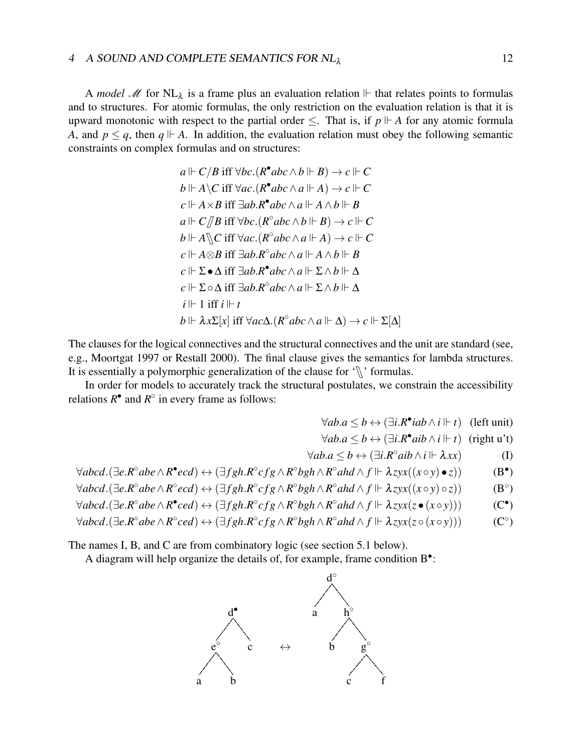A *model* $\mathscr{M}$ for $\mathrm{NL}_\lambda$ is a frame plus an evaluation relation $\Vdash$ that relates points to formulas and to structures. For atomic formulas, the only restriction on the evaluation relation is that it is upward monotonic with respect to the partial order $\leq$. That is, if $p \Vdash A$ for any atomic formula $A$, and $p \leq q$, then $q \Vdash A$. In addition, the evaluation relation must obey the following semantic constraints on complex formulas and on structures:

$$
\begin{aligned}
&a \Vdash C/B \text{ iff } \forall bc.(R^\bullet abc \wedge b \Vdash B) \rightarrow c \Vdash C\\
&b \Vdash A\backslash C \text{ iff } \forall ac.(R^\bullet abc \wedge a \Vdash A) \rightarrow c \Vdash C\\
&c \Vdash A \times B \text{ iff } \exists ab.R^\bullet abc \wedge a \Vdash A \wedge b \Vdash B\\
&a \Vdash C/\!\!/B \text{ iff } \forall bc.(R^\circ abc \wedge b \Vdash B) \rightarrow c \Vdash C\\
&b \Vdash A\backslash\!\!\backslash C \text{ iff } \forall ac.(R^\circ abc \wedge a \Vdash A) \rightarrow c \Vdash C\\
&c \Vdash A \otimes B \text{ iff } \exists ab.R^\circ abc \wedge a \Vdash A \wedge b \Vdash B\\
&c \Vdash \Sigma \bullet \Delta \text{ iff } \exists ab.R^\bullet abc \wedge a \Vdash \Sigma \wedge b \Vdash \Delta\\
&c \Vdash \Sigma \circ \Delta \text{ iff } \exists ab.R^\circ abc \wedge a \Vdash \Sigma \wedge b \Vdash \Delta\\
&i \Vdash 1 \text{ iff } i \Vdash t\\
&b \Vdash \lambda x \Sigma[x] \text{ iff } \forall ac\Delta.(R^\circ abc \wedge a \Vdash \Delta) \rightarrow c \Vdash \Sigma[\Delta]
\end{aligned}
$$

The clauses for the logical connectives and the structural connectives and the unit are standard (see, e.g., Moortgat 1997 or Restall 2000). The final clause gives the semantics for lambda structures. It is essentially a polymorphic generalization of the clause for '$\backslash\!\!\backslash$' formulas.

In order for models to accurately track the structural postulates, we constrain the accessibility relations $R^\bullet$ and $R^\circ$ in every frame as follows:

$$
\begin{aligned}
\forall ab.a \leq b \leftrightarrow (\exists i.R^\bullet iab \wedge i \Vdash t) &\quad \text{(left unit)}\\
\forall ab.a \leq b \leftrightarrow (\exists i.R^\bullet aib \wedge i \Vdash t) &\quad \text{(right u't)}\\
\forall ab.a \leq b \leftrightarrow (\exists i.R^\circ aib \wedge i \Vdash \lambda xx) &\quad \text{(I)}\\
\forall abcd.(\exists e.R^\circ abe \wedge R^\bullet ecd) \leftrightarrow (\exists fgh.R^\circ cfg \wedge R^\circ bgh \wedge R^\circ ahd \wedge f \Vdash \lambda zyx((x \circ y) \bullet z)) &\quad (\mathrm{B}^\bullet)\\
\forall abcd.(\exists e.R^\circ abe \wedge R^\circ ecd) \leftrightarrow (\exists fgh.R^\circ cfg \wedge R^\circ bgh \wedge R^\circ ahd \wedge f \Vdash \lambda zyx((x \circ y) \circ z)) &\quad (\mathrm{B}^\circ)\\
\forall abcd.(\exists e.R^\circ abe \wedge R^\bullet ced) \leftrightarrow (\exists fgh.R^\circ cfg \wedge R^\circ bgh \wedge R^\circ ahd \wedge f \Vdash \lambda zyx(z \bullet (x \circ y))) &\quad (\mathrm{C}^\bullet)\\
\forall abcd.(\exists e.R^\circ abe \wedge R^\circ ced) \leftrightarrow (\exists fgh.R^\circ cfg \wedge R^\circ bgh \wedge R^\circ ahd \wedge f \Vdash \lambda zyx(z \circ (x \circ y))) &\quad (\mathrm{C}^\circ)
\end{aligned}
$$

The names I, B, and C are from combinatory logic (see section 5.1 below).

A diagram will help organize the details of, for example, frame condition $\mathrm{B}^\bullet$:

```
        d•                     d°
       /  \                   /  \
     e°    c       ↔         a    h°
    /  \                         /  \
   a    b                       b    g°
                                    /  \
                                   c    f
```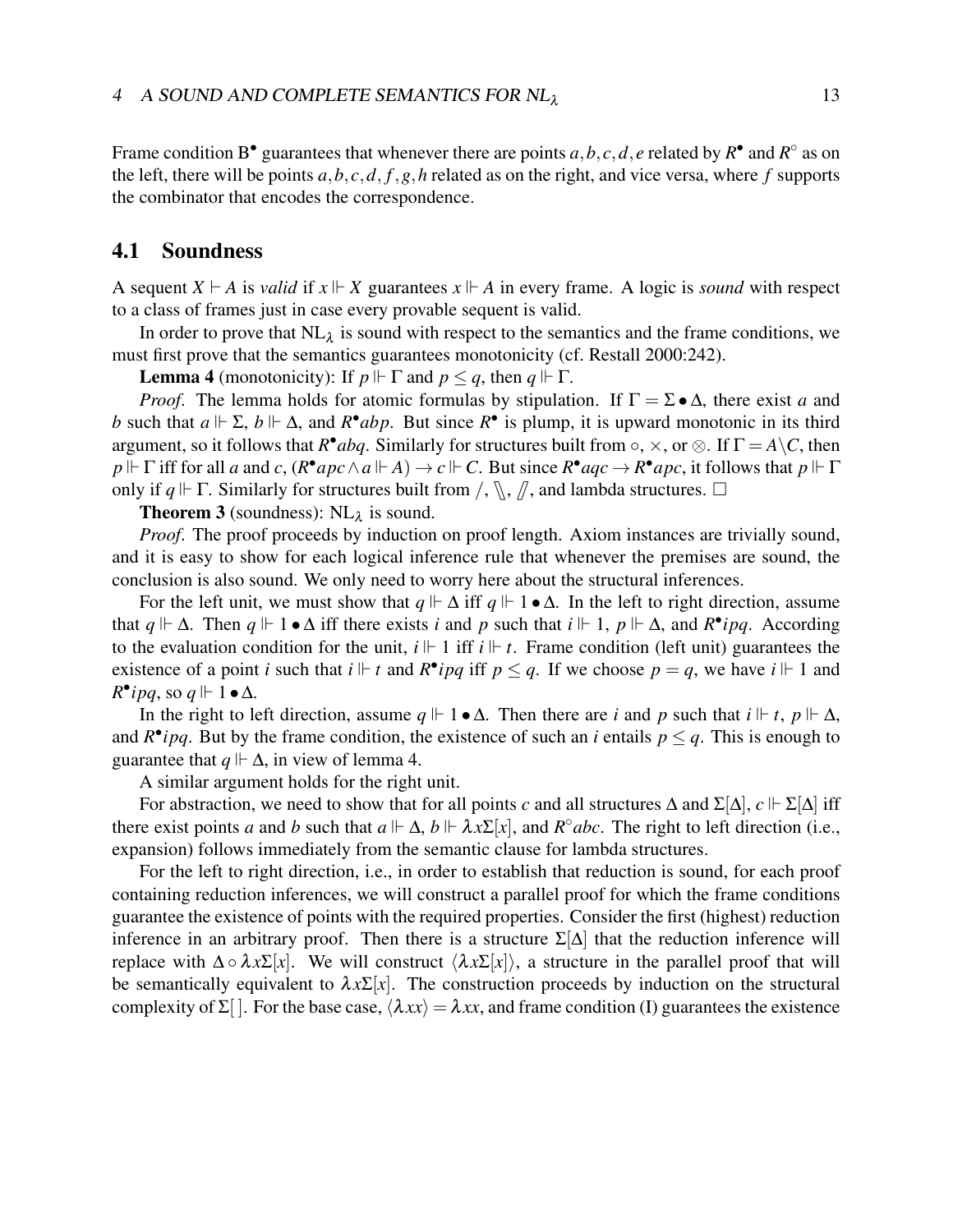Frame condition $B^{\bullet}$ guarantees that whenever there are points $a, b, c, d, e$ related by $R^{\bullet}$ and $R^{\circ}$ as on the left, there will be points $a, b, c, d, f, g, h$ related as on the right, and vice versa, where $f$ supports the combinator that encodes the correspondence.

## 4.1 Soundness

A sequent $X \vdash A$ is *valid* if $x \Vdash X$ guarantees $x \Vdash A$ in every frame. A logic is *sound* with respect to a class of frames just in case every provable sequent is valid.

In order to prove that $NL_{\lambda}$ is sound with respect to the semantics and the frame conditions, we must first prove that the semantics guarantees monotonicity (cf. Restall 2000:242).

**Lemma 4** (monotonicity): If $p \Vdash \Gamma$ and $p \leq q$, then $q \Vdash \Gamma$.

*Proof*. The lemma holds for atomic formulas by stipulation. If $\Gamma = \Sigma \bullet \Delta$, there exist $a$ and $b$ such that $a \Vdash \Sigma$, $b \Vdash \Delta$, and $R^{\bullet}abp$. But since $R^{\bullet}$ is plump, it is upward monotonic in its third argument, so it follows that $R^{\bullet}abq$. Similarly for structures built from $\circ$, $\times$, or $\otimes$. If $\Gamma = A \backslash C$, then $p \Vdash \Gamma$ iff for all $a$ and $c$, $(R^{\bullet}apc \wedge a \Vdash A) \rightarrow c \Vdash C$. But since $R^{\bullet}aqc \rightarrow R^{\bullet}apc$, it follows that $p \Vdash \Gamma$ only if $q \Vdash \Gamma$. Similarly for structures built from $/$, $\backslash\!\backslash$, $/\!/$, and lambda structures. $\square$

**Theorem 3** (soundness): $NL_{\lambda}$ is sound.

*Proof*. The proof proceeds by induction on proof length. Axiom instances are trivially sound, and it is easy to show for each logical inference rule that whenever the premises are sound, the conclusion is also sound. We only need to worry here about the structural inferences.

For the left unit, we must show that $q \Vdash \Delta$ iff $q \Vdash 1 \bullet \Delta$. In the left to right direction, assume that $q \Vdash \Delta$. Then $q \Vdash 1 \bullet \Delta$ iff there exists $i$ and $p$ such that $i \Vdash 1$, $p \Vdash \Delta$, and $R^{\bullet}ipq$. According to the evaluation condition for the unit, $i \Vdash 1$ iff $i \Vdash t$. Frame condition (left unit) guarantees the existence of a point $i$ such that $i \Vdash t$ and $R^{\bullet}ipq$ iff $p \leq q$. If we choose $p = q$, we have $i \Vdash 1$ and $R^{\bullet}ipq$, so $q \Vdash 1 \bullet \Delta$.

In the right to left direction, assume $q \Vdash 1 \bullet \Delta$. Then there are $i$ and $p$ such that $i \Vdash t$, $p \Vdash \Delta$, and $R^{\bullet}ipq$. But by the frame condition, the existence of such an $i$ entails $p \leq q$. This is enough to guarantee that $q \Vdash \Delta$, in view of lemma 4.

A similar argument holds for the right unit.

For abstraction, we need to show that for all points $c$ and all structures $\Delta$ and $\Sigma[\Delta]$, $c \Vdash \Sigma[\Delta]$ iff there exist points $a$ and $b$ such that $a \Vdash \Delta$, $b \Vdash \lambda x \Sigma[x]$, and $R^{\circ}abc$. The right to left direction (i.e., expansion) follows immediately from the semantic clause for lambda structures.

For the left to right direction, i.e., in order to establish that reduction is sound, for each proof containing reduction inferences, we will construct a parallel proof for which the frame conditions guarantee the existence of points with the required properties. Consider the first (highest) reduction inference in an arbitrary proof. Then there is a structure $\Sigma[\Delta]$ that the reduction inference will replace with $\Delta \circ \lambda x \Sigma[x]$. We will construct $\langle \lambda x \Sigma[x] \rangle$, a structure in the parallel proof that will be semantically equivalent to $\lambda x \Sigma[x]$. The construction proceeds by induction on the structural complexity of $\Sigma[\,]$. For the base case, $\langle \lambda x x \rangle = \lambda x x$, and frame condition (I) guarantees the existence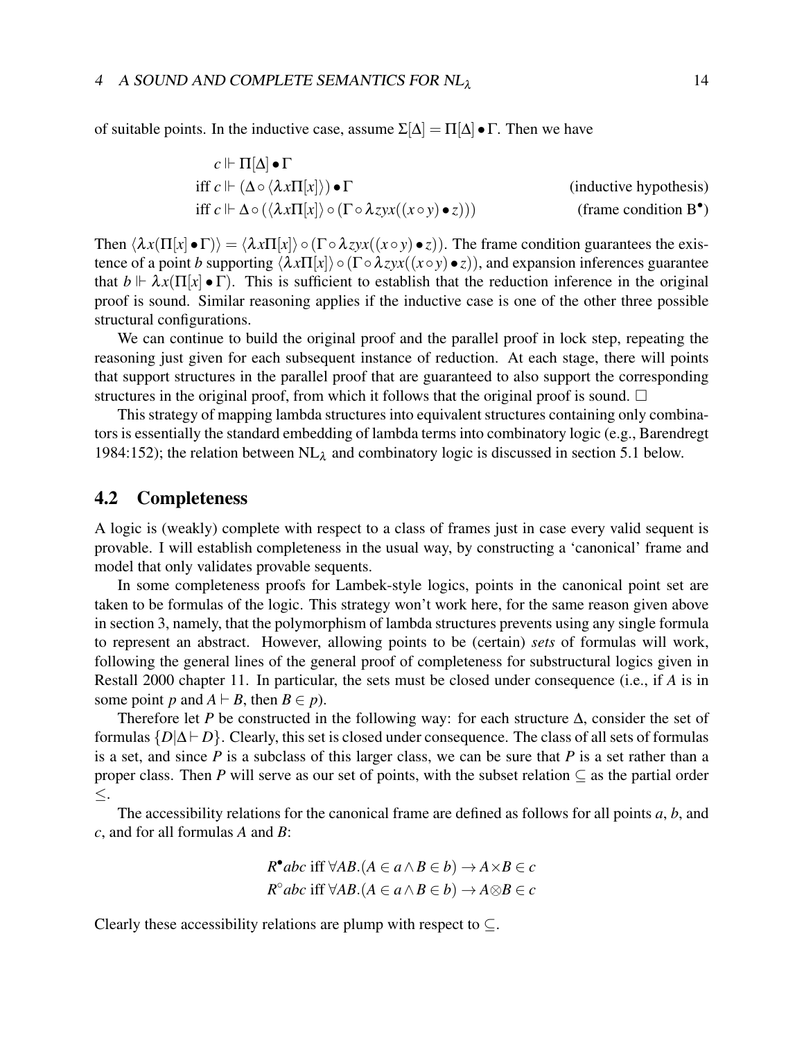of suitable points. In the inductive case, assume $\Sigma[\Delta] = \Pi[\Delta] \bullet \Gamma$. Then we have

$$
\begin{array}{lr}
c \Vdash \Pi[\Delta] \bullet \Gamma & \\
\text{iff } c \Vdash (\Delta \circ \langle \lambda x \Pi[x] \rangle) \bullet \Gamma & \text{(inductive hypothesis)} \\
\text{iff } c \Vdash \Delta \circ (\langle \lambda x \Pi[x] \rangle \circ (\Gamma \circ \lambda zyx((x \circ y) \bullet z))) & \text{(frame condition B}^{\bullet}\text{)}
\end{array}
$$

Then $\langle \lambda x (\Pi[x] \bullet \Gamma) \rangle = \langle \lambda x \Pi[x] \rangle \circ (\Gamma \circ \lambda zyx((x \circ y) \bullet z))$. The frame condition guarantees the existence of a point $b$ supporting $\langle \lambda x \Pi[x] \rangle \circ (\Gamma \circ \lambda zyx((x \circ y) \bullet z))$, and expansion inferences guarantee that $b \Vdash \lambda x (\Pi[x] \bullet \Gamma)$. This is sufficient to establish that the reduction inference in the original proof is sound. Similar reasoning applies if the inductive case is one of the other three possible structural configurations.

We can continue to build the original proof and the parallel proof in lock step, repeating the reasoning just given for each subsequent instance of reduction. At each stage, there will points that support structures in the parallel proof that are guaranteed to also support the corresponding structures in the original proof, from which it follows that the original proof is sound. □

This strategy of mapping lambda structures into equivalent structures containing only combinators is essentially the standard embedding of lambda terms into combinatory logic (e.g., Barendregt 1984:152); the relation between $\text{NL}_\lambda$ and combinatory logic is discussed in section 5.1 below.

## 4.2 Completeness

A logic is (weakly) complete with respect to a class of frames just in case every valid sequent is provable. I will establish completeness in the usual way, by constructing a 'canonical' frame and model that only validates provable sequents.

In some completeness proofs for Lambek-style logics, points in the canonical point set are taken to be formulas of the logic. This strategy won't work here, for the same reason given above in section 3, namely, that the polymorphism of lambda structures prevents using any single formula to represent an abstract. However, allowing points to be (certain) *sets* of formulas will work, following the general lines of the general proof of completeness for substructural logics given in Restall 2000 chapter 11. In particular, the sets must be closed under consequence (i.e., if $A$ is in some point $p$ and $A \vdash B$, then $B \in p$).

Therefore let $P$ be constructed in the following way: for each structure $\Delta$, consider the set of formulas $\{D | \Delta \vdash D\}$. Clearly, this set is closed under consequence. The class of all sets of formulas is a set, and since $P$ is a subclass of this larger class, we can be sure that $P$ is a set rather than a proper class. Then $P$ will serve as our set of points, with the subset relation $\subseteq$ as the partial order $\leq$.

The accessibility relations for the canonical frame are defined as follows for all points $a$, $b$, and $c$, and for all formulas $A$ and $B$:

$$
\begin{array}{l}
R^{\bullet}abc \text{ iff } \forall AB.(A \in a \wedge B \in b) \rightarrow A \times B \in c \\
R^{\circ}abc \text{ iff } \forall AB.(A \in a \wedge B \in b) \rightarrow A \otimes B \in c
\end{array}
$$

Clearly these accessibility relations are plump with respect to $\subseteq$.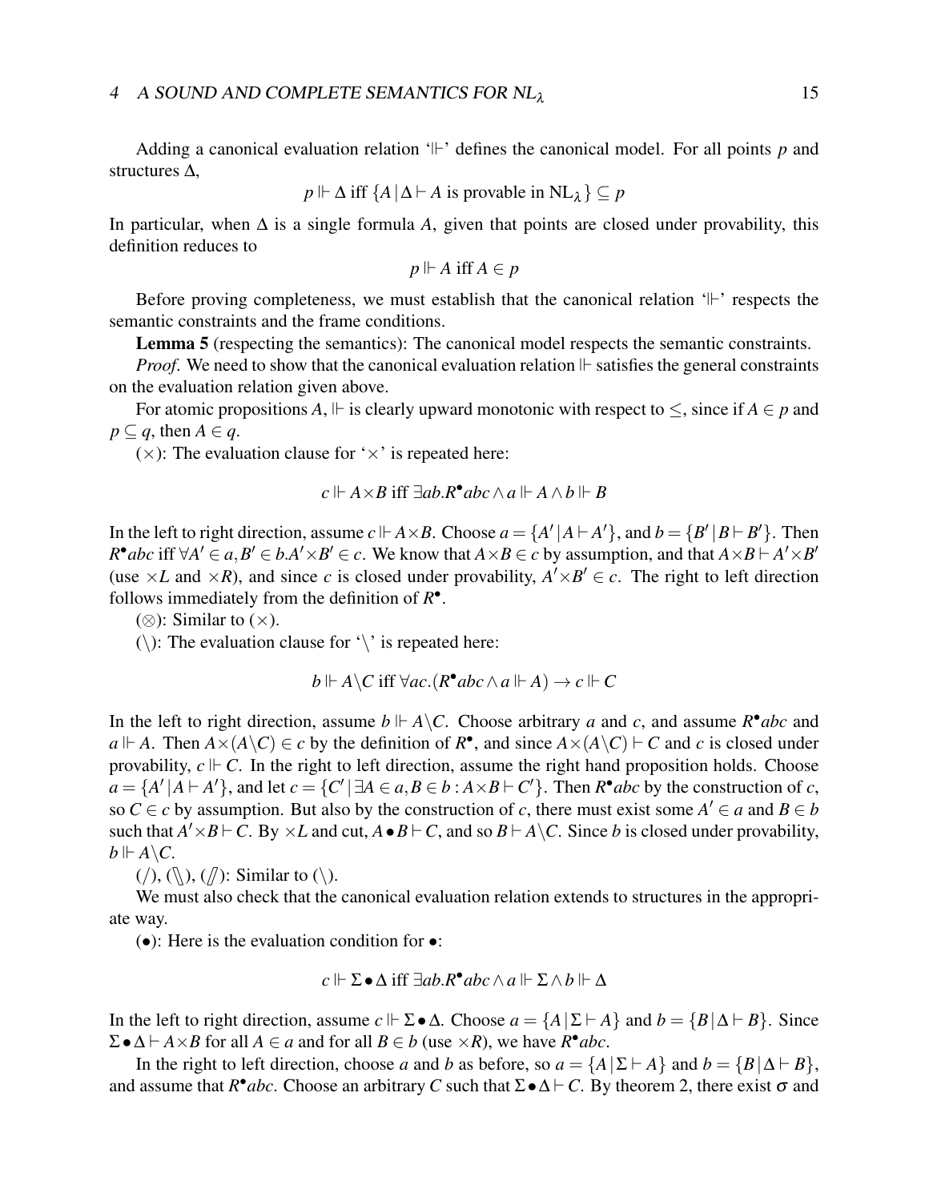Adding a canonical evaluation relation '$\Vdash$' defines the canonical model. For all points $p$ and structures $\Delta$,

$$p \Vdash \Delta \text{ iff } \{A \mid \Delta \vdash A \text{ is provable in NL}_\lambda\} \subseteq p$$

In particular, when $\Delta$ is a single formula $A$, given that points are closed under provability, this definition reduces to

$$p \Vdash A \text{ iff } A \in p$$

Before proving completeness, we must establish that the canonical relation '$\Vdash$' respects the semantic constraints and the frame conditions.

**Lemma 5** (respecting the semantics): The canonical model respects the semantic constraints.

*Proof.* We need to show that the canonical evaluation relation $\Vdash$ satisfies the general constraints on the evaluation relation given above.

For atomic propositions $A$, $\Vdash$ is clearly upward monotonic with respect to $\leq$, since if $A \in p$ and $p \subseteq q$, then $A \in q$.

($\times$): The evaluation clause for '$\times$' is repeated here:

$$c \Vdash A \times B \text{ iff } \exists ab.R^{\bullet}abc \wedge a \Vdash A \wedge b \Vdash B$$

In the left to right direction, assume $c \Vdash A \times B$. Choose $a = \{A' \mid A \vdash A'\}$, and $b = \{B' \mid B \vdash B'\}$. Then $R^{\bullet}abc$ iff $\forall A' \in a, B' \in b.A' \times B' \in c$. We know that $A \times B \in c$ by assumption, and that $A \times B \vdash A' \times B'$ (use $\times L$ and $\times R$), and since $c$ is closed under provability, $A' \times B' \in c$. The right to left direction follows immediately from the definition of $R^{\bullet}$.

($\otimes$): Similar to ($\times$).

($\backslash$): The evaluation clause for '$\backslash$' is repeated here:

$$b \Vdash A \backslash C \text{ iff } \forall ac.(R^{\bullet}abc \wedge a \Vdash A) \rightarrow c \Vdash C$$

In the left to right direction, assume $b \Vdash A \backslash C$. Choose arbitrary $a$ and $c$, and assume $R^{\bullet}abc$ and $a \Vdash A$. Then $A \times (A \backslash C) \in c$ by the definition of $R^{\bullet}$, and since $A \times (A \backslash C) \vdash C$ and $c$ is closed under provability, $c \Vdash C$. In the right to left direction, assume the right hand proposition holds. Choose $a = \{A' \mid A \vdash A'\}$, and let $c = \{C' \mid \exists A \in a, B \in b : A \times B \vdash C'\}$. Then $R^{\bullet}abc$ by the construction of $c$, so $C \in c$ by assumption. But also by the construction of $c$, there must exist some $A' \in a$ and $B \in b$ such that $A' \times B \vdash C$. By $\times L$ and cut, $A \bullet B \vdash C$, and so $B \vdash A \backslash C$. Since $b$ is closed under provability, $b \Vdash A \backslash C$.

($/$), ($\bbslash$), ($/\!\!/$): Similar to ($\backslash$).

We must also check that the canonical evaluation relation extends to structures in the appropriate way.

($\bullet$): Here is the evaluation condition for $\bullet$:

$$c \Vdash \Sigma \bullet \Delta \text{ iff } \exists ab.R^{\bullet}abc \wedge a \Vdash \Sigma \wedge b \Vdash \Delta$$

In the left to right direction, assume $c \Vdash \Sigma \bullet \Delta$. Choose $a = \{A \mid \Sigma \vdash A\}$ and $b = \{B \mid \Delta \vdash B\}$. Since $\Sigma \bullet \Delta \vdash A \times B$ for all $A \in a$ and for all $B \in b$ (use $\times R$), we have $R^{\bullet}abc$.

In the right to left direction, choose $a$ and $b$ as before, so $a = \{A \mid \Sigma \vdash A\}$ and $b = \{B \mid \Delta \vdash B\}$, and assume that $R^{\bullet}abc$. Choose an arbitrary $C$ such that $\Sigma \bullet \Delta \vdash C$. By theorem 2, there exist $\sigma$ and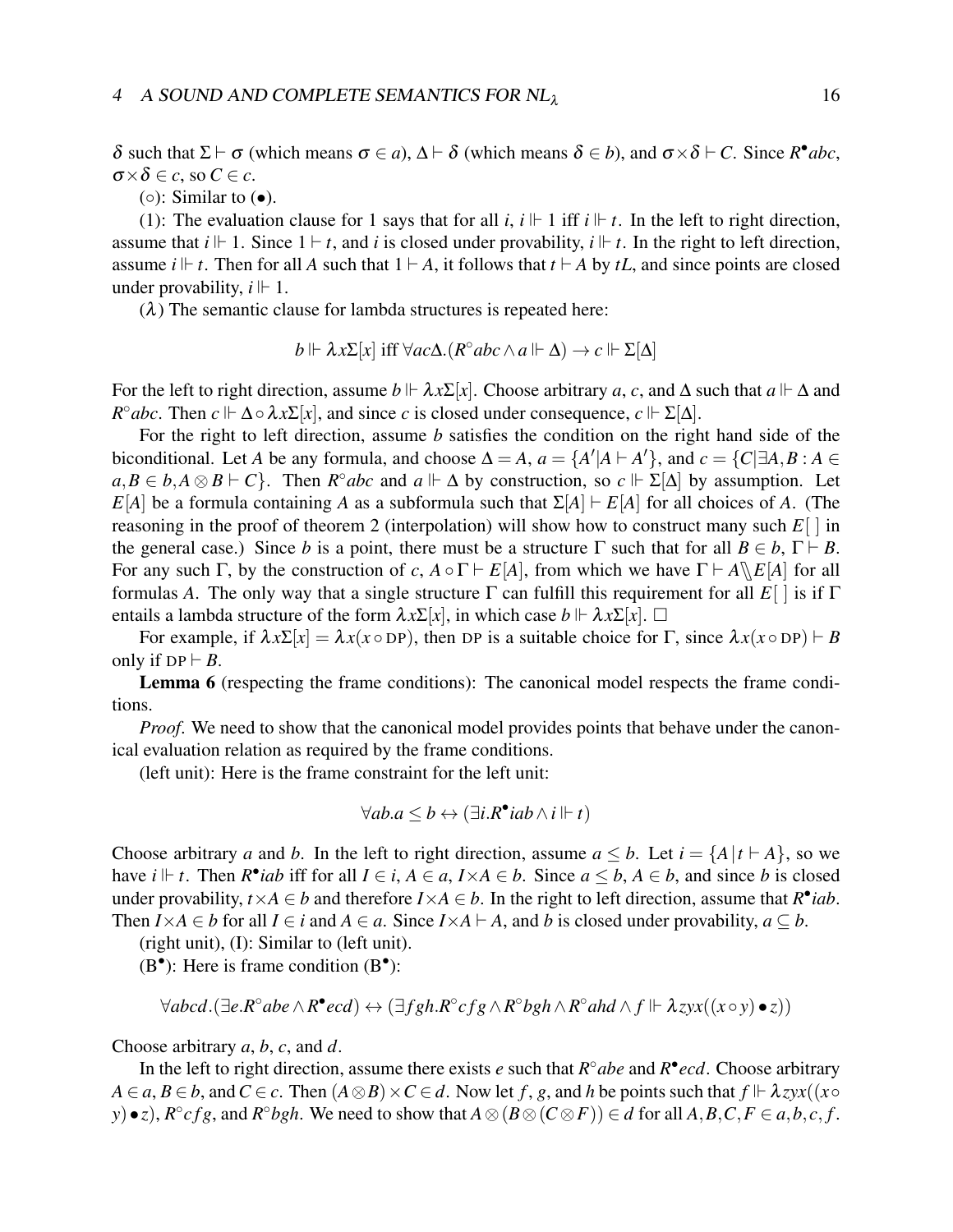$\delta$ such that $\Sigma \vdash \sigma$ (which means $\sigma \in a$), $\Delta \vdash \delta$ (which means $\delta \in b$), and $\sigma \times \delta \vdash C$. Since $R^{\bullet}abc$, $\sigma \times \delta \in c$, so $C \in c$.

($\circ$): Similar to ($\bullet$).

(1): The evaluation clause for 1 says that for all $i$, $i \Vdash 1$ iff $i \Vdash t$. In the left to right direction, assume that $i \Vdash 1$. Since $1 \vdash t$, and $i$ is closed under provability, $i \Vdash t$. In the right to left direction, assume $i \Vdash t$. Then for all $A$ such that $1 \vdash A$, it follows that $t \vdash A$ by $tL$, and since points are closed under provability, $i \Vdash 1$.

($\lambda$) The semantic clause for lambda structures is repeated here:

$$b \Vdash \lambda x \Sigma[x] \text{ iff } \forall ac\Delta.(R^{\circ}abc \wedge a \Vdash \Delta) \rightarrow c \Vdash \Sigma[\Delta]$$

For the left to right direction, assume $b \Vdash \lambda x \Sigma[x]$. Choose arbitrary $a$, $c$, and $\Delta$ such that $a \Vdash \Delta$ and $R^{\circ}abc$. Then $c \Vdash \Delta \circ \lambda x \Sigma[x]$, and since $c$ is closed under consequence, $c \Vdash \Sigma[\Delta]$.

For the right to left direction, assume $b$ satisfies the condition on the right hand side of the biconditional. Let $A$ be any formula, and choose $\Delta = A$, $a = \{A' | A \vdash A'\}$, and $c = \{C | \exists A, B : A \in a, B \in b, A \otimes B \vdash C\}$. Then $R^{\circ}abc$ and $a \Vdash \Delta$ by construction, so $c \Vdash \Sigma[\Delta]$ by assumption. Let $E[A]$ be a formula containing $A$ as a subformula such that $\Sigma[A] \vdash E[A]$ for all choices of $A$. (The reasoning in the proof of theorem 2 (interpolation) will show how to construct many such $E[\,]$ in the general case.) Since $b$ is a point, there must be a structure $\Gamma$ such that for all $B \in b$, $\Gamma \vdash B$. For any such $\Gamma$, by the construction of $c$, $A \circ \Gamma \vdash E[A]$, from which we have $\Gamma \vdash A \backslash\!\!\backslash E[A]$ for all formulas $A$. The only way that a single structure $\Gamma$ can fulfill this requirement for all $E[\,]$ is if $\Gamma$ entails a lambda structure of the form $\lambda x \Sigma[x]$, in which case $b \Vdash \lambda x \Sigma[x]$. $\square$

For example, if $\lambda x \Sigma[x] = \lambda x(x \circ \text{DP})$, then DP is a suitable choice for $\Gamma$, since $\lambda x(x \circ \text{DP}) \vdash B$ only if $\text{DP} \vdash B$.

**Lemma 6** (respecting the frame conditions): The canonical model respects the frame conditions.

*Proof.* We need to show that the canonical model provides points that behave under the canonical evaluation relation as required by the frame conditions.

(left unit): Here is the frame constraint for the left unit:

$$\forall ab.a \leq b \leftrightarrow (\exists i.R^{\bullet}iab \wedge i \Vdash t)$$

Choose arbitrary $a$ and $b$. In the left to right direction, assume $a \leq b$. Let $i = \{A \,|\, t \vdash A\}$, so we have $i \Vdash t$. Then $R^{\bullet}iab$ iff for all $I \in i$, $A \in a$, $I \times A \in b$. Since $a \leq b$, $A \in b$, and since $b$ is closed under provability, $t \times A \in b$ and therefore $I \times A \in b$. In the right to left direction, assume that $R^{\bullet}iab$. Then $I \times A \in b$ for all $I \in i$ and $A \in a$. Since $I \times A \vdash A$, and $b$ is closed under provability, $a \subseteq b$.

(right unit), (I): Similar to (left unit).

($B^{\bullet}$): Here is frame condition ($B^{\bullet}$):

$$\forall abcd.(\exists e.R^{\circ}abe \wedge R^{\bullet}ecd) \leftrightarrow (\exists fgh.R^{\circ}cfg \wedge R^{\circ}bgh \wedge R^{\circ}ahd \wedge f \Vdash \lambda zyx((x \circ y) \bullet z))$$

Choose arbitrary $a$, $b$, $c$, and $d$.

In the left to right direction, assume there exists $e$ such that $R^{\circ}abe$ and $R^{\bullet}ecd$. Choose arbitrary $A \in a$, $B \in b$, and $C \in c$. Then $(A \otimes B) \times C \in d$. Now let $f$, $g$, and $h$ be points such that $f \Vdash \lambda zyx((x \circ y) \bullet z)$, $R^{\circ}cfg$, and $R^{\circ}bgh$. We need to show that $A \otimes (B \otimes (C \otimes F)) \in d$ for all $A, B, C, F \in a, b, c, f$.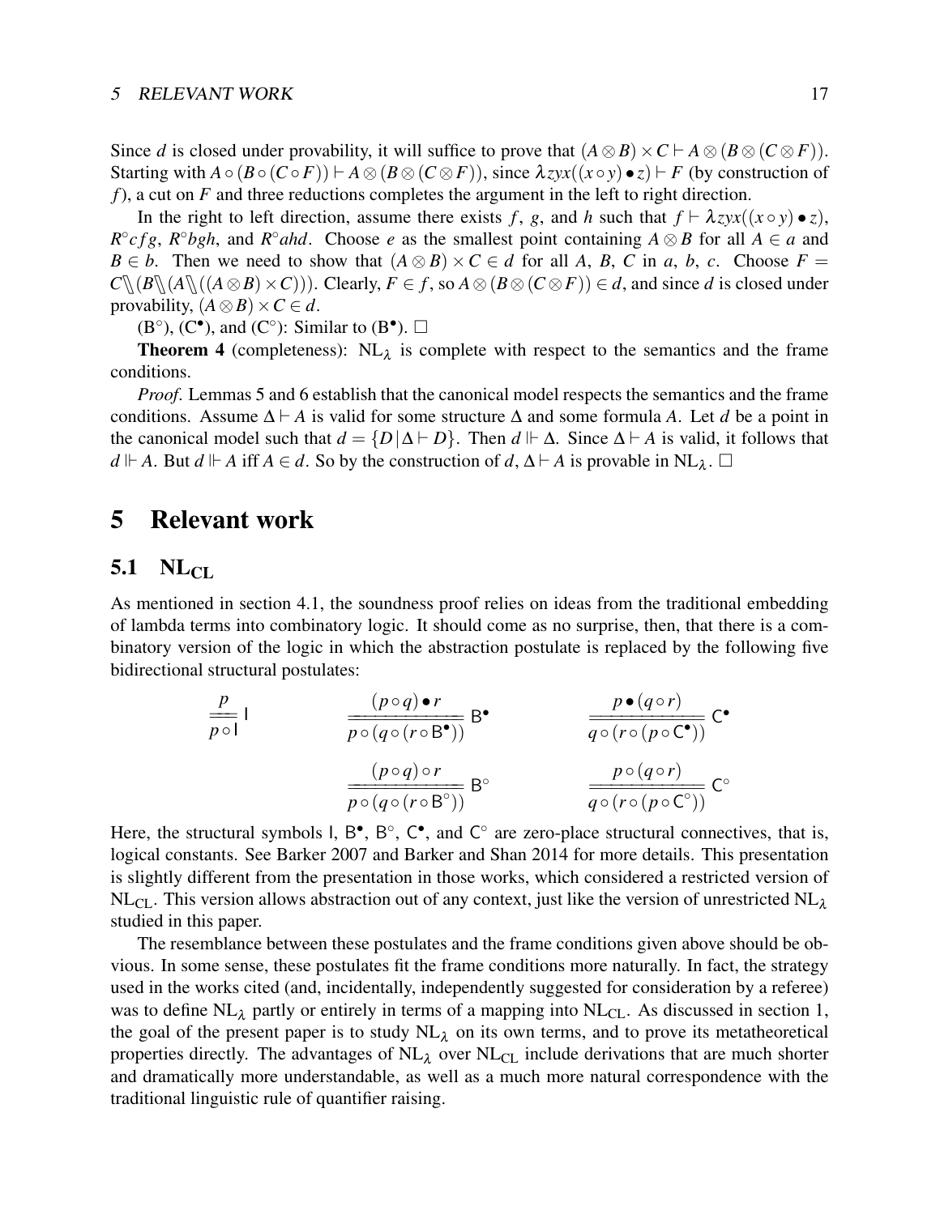Since $d$ is closed under provability, it will suffice to prove that $(A \otimes B) \times C \vdash A \otimes (B \otimes (C \otimes F))$. Starting with $A \circ (B \circ (C \circ F)) \vdash A \otimes (B \otimes (C \otimes F))$, since $\lambda zyx((x \circ y) \bullet z) \vdash F$ (by construction of $f$), a cut on $F$ and three reductions completes the argument in the left to right direction.

In the right to left direction, assume there exists $f$, $g$, and $h$ such that $f \vdash \lambda zyx((x \circ y) \bullet z)$, $R^{\circ}cfg$, $R^{\circ}bgh$, and $R^{\circ}ahd$. Choose $e$ as the smallest point containing $A \otimes B$ for all $A \in a$ and $B \in b$. Then we need to show that $(A \otimes B) \times C \in d$ for all $A$, $B$, $C$ in $a$, $b$, $c$. Choose $F = C \bbslash (B \bbslash (A \bbslash ((A \otimes B) \times C)))$. Clearly, $F \in f$, so $A \otimes (B \otimes (C \otimes F)) \in d$, and since $d$ is closed under provability, $(A \otimes B) \times C \in d$.

(B$^{\circ}$), (C$^{\bullet}$), and (C$^{\circ}$): Similar to (B$^{\bullet}$). □

**Theorem 4** (completeness): NL$_{\lambda}$ is complete with respect to the semantics and the frame conditions.

*Proof.* Lemmas 5 and 6 establish that the canonical model respects the semantics and the frame conditions. Assume $\Delta \vdash A$ is valid for some structure $\Delta$ and some formula $A$. Let $d$ be a point in the canonical model such that $d = \{D \,|\, \Delta \vdash D\}$. Then $d \Vdash \Delta$. Since $\Delta \vdash A$ is valid, it follows that $d \Vdash A$. But $d \Vdash A$ iff $A \in d$. So by the construction of $d$, $\Delta \vdash A$ is provable in NL$_{\lambda}$. □

# 5 Relevant work

## 5.1 NL$_{\text{CL}}$

As mentioned in section 4.1, the soundness proof relies on ideas from the traditional embedding of lambda terms into combinatory logic. It should come as no surprise, then, that there is a combinatory version of the logic in which the abstraction postulate is replaced by the following five bidirectional structural postulates:

$$\frac{p}{p \circ \mathsf{I}}\ \mathsf{I} \qquad \frac{(p \circ q) \bullet r}{p \circ (q \circ (r \circ \mathsf{B}^{\bullet}))}\ \mathsf{B}^{\bullet} \qquad \frac{p \bullet (q \circ r)}{q \circ (r \circ (p \circ \mathsf{C}^{\bullet}))}\ \mathsf{C}^{\bullet}$$

$$\frac{(p \circ q) \circ r}{p \circ (q \circ (r \circ \mathsf{B}^{\circ}))}\ \mathsf{B}^{\circ} \qquad \frac{p \circ (q \circ r)}{q \circ (r \circ (p \circ \mathsf{C}^{\circ}))}\ \mathsf{C}^{\circ}$$

Here, the structural symbols $\mathsf{I}$, $\mathsf{B}^{\bullet}$, $\mathsf{B}^{\circ}$, $\mathsf{C}^{\bullet}$, and $\mathsf{C}^{\circ}$ are zero-place structural connectives, that is, logical constants. See Barker 2007 and Barker and Shan 2014 for more details. This presentation is slightly different from the presentation in those works, which considered a restricted version of NL$_{\text{CL}}$. This version allows abstraction out of any context, just like the version of unrestricted NL$_{\lambda}$ studied in this paper.

The resemblance between these postulates and the frame conditions given above should be obvious. In some sense, these postulates fit the frame conditions more naturally. In fact, the strategy used in the works cited (and, incidentally, independently suggested for consideration by a referee) was to define NL$_{\lambda}$ partly or entirely in terms of a mapping into NL$_{\text{CL}}$. As discussed in section 1, the goal of the present paper is to study NL$_{\lambda}$ on its own terms, and to prove its metatheoretical properties directly. The advantages of NL$_{\lambda}$ over NL$_{\text{CL}}$ include derivations that are much shorter and dramatically more understandable, as well as a much more natural correspondence with the traditional linguistic rule of quantifier raising.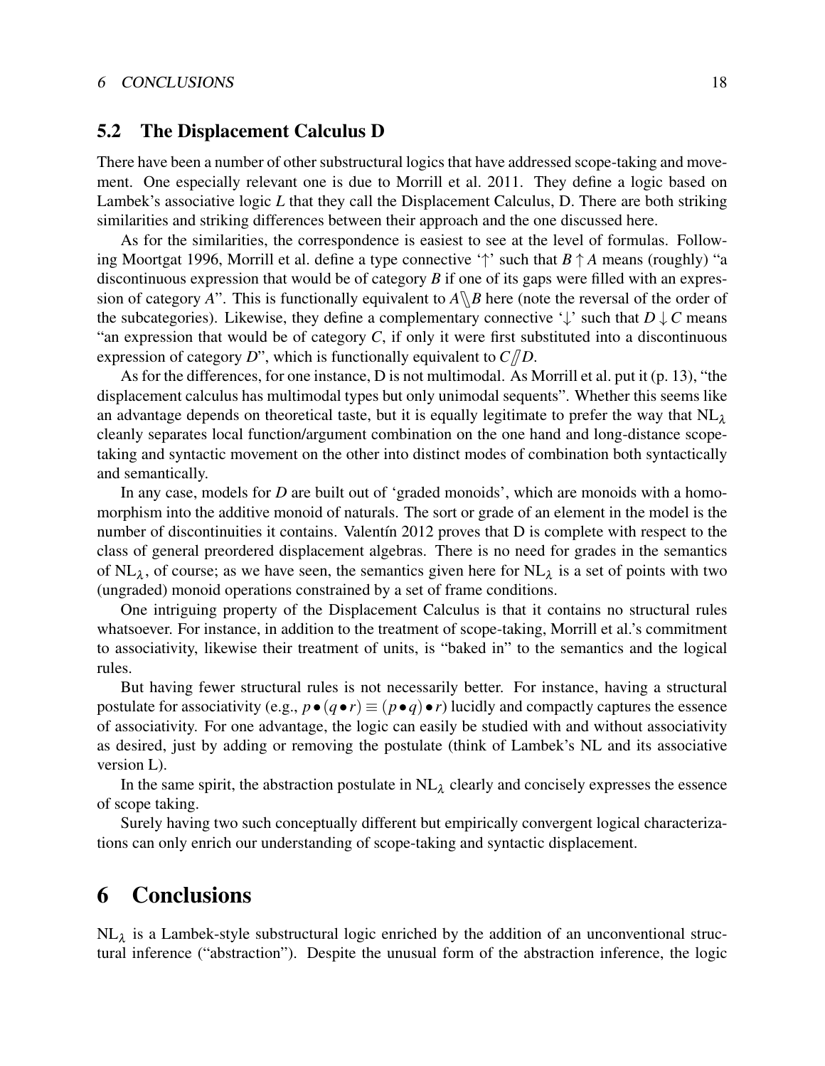## 5.2 The Displacement Calculus D

There have been a number of other substructural logics that have addressed scope-taking and movement. One especially relevant one is due to Morrill et al. 2011. They define a logic based on Lambek's associative logic *L* that they call the Displacement Calculus, D. There are both striking similarities and striking differences between their approach and the one discussed here.

As for the similarities, the correspondence is easiest to see at the level of formulas. Following Moortgat 1996, Morrill et al. define a type connective '$\uparrow$' such that $B \uparrow A$ means (roughly) "a discontinuous expression that would be of category $B$ if one of its gaps were filled with an expression of category $A$". This is functionally equivalent to $A \backslash\!\!\backslash B$ here (note the reversal of the order of the subcategories). Likewise, they define a complementary connective '$\downarrow$' such that $D \downarrow C$ means "an expression that would be of category $C$, if only it were first substituted into a discontinuous expression of category $D$", which is functionally equivalent to $C /\!\!/ D$.

As for the differences, for one instance, D is not multimodal. As Morrill et al. put it (p. 13), "the displacement calculus has multimodal types but only unimodal sequents". Whether this seems like an advantage depends on theoretical taste, but it is equally legitimate to prefer the way that $\mathrm{NL}_\lambda$ cleanly separates local function/argument combination on the one hand and long-distance scope-taking and syntactic movement on the other into distinct modes of combination both syntactically and semantically.

In any case, models for *D* are built out of 'graded monoids', which are monoids with a homomorphism into the additive monoid of naturals. The sort or grade of an element in the model is the number of discontinuities it contains. Valentín 2012 proves that D is complete with respect to the class of general preordered displacement algebras. There is no need for grades in the semantics of $\mathrm{NL}_\lambda$, of course; as we have seen, the semantics given here for $\mathrm{NL}_\lambda$ is a set of points with two (ungraded) monoid operations constrained by a set of frame conditions.

One intriguing property of the Displacement Calculus is that it contains no structural rules whatsoever. For instance, in addition to the treatment of scope-taking, Morrill et al.'s commitment to associativity, likewise their treatment of units, is "baked in" to the semantics and the logical rules.

But having fewer structural rules is not necessarily better. For instance, having a structural postulate for associativity (e.g., $p \bullet (q \bullet r) \equiv (p \bullet q) \bullet r$) lucidly and compactly captures the essence of associativity. For one advantage, the logic can easily be studied with and without associativity as desired, just by adding or removing the postulate (think of Lambek's NL and its associative version L).

In the same spirit, the abstraction postulate in $\mathrm{NL}_\lambda$ clearly and concisely expresses the essence of scope taking.

Surely having two such conceptually different but empirically convergent logical characterizations can only enrich our understanding of scope-taking and syntactic displacement.

# 6 Conclusions

$\mathrm{NL}_\lambda$ is a Lambek-style substructural logic enriched by the addition of an unconventional structural inference ("abstraction"). Despite the unusual form of the abstraction inference, the logic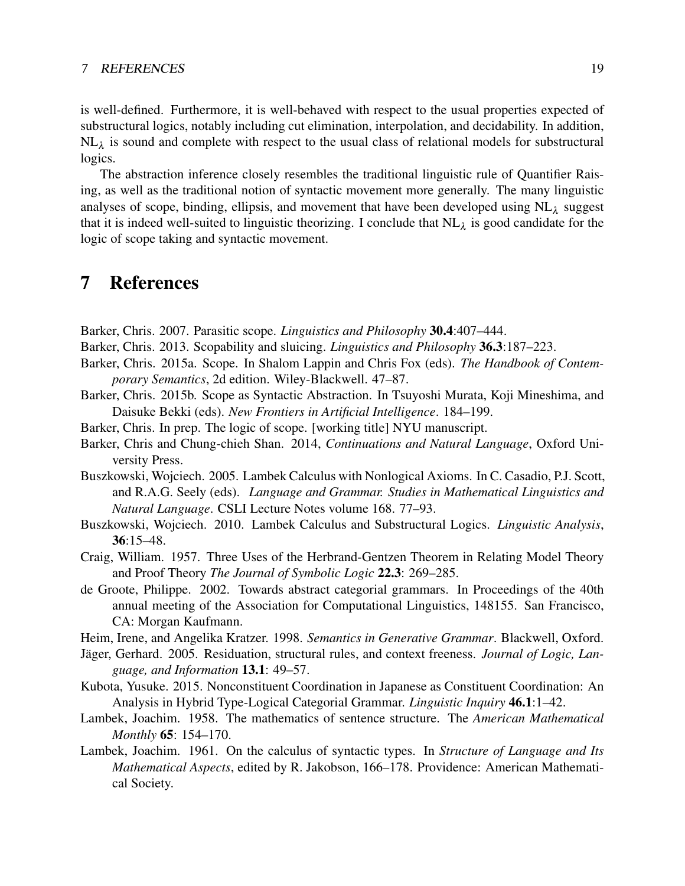is well-defined. Furthermore, it is well-behaved with respect to the usual properties expected of substructural logics, notably including cut elimination, interpolation, and decidability. In addition, $\mathrm{NL}_\lambda$ is sound and complete with respect to the usual class of relational models for substructural logics.

The abstraction inference closely resembles the traditional linguistic rule of Quantifier Raising, as well as the traditional notion of syntactic movement more generally. The many linguistic analyses of scope, binding, ellipsis, and movement that have been developed using $\mathrm{NL}_\lambda$ suggest that it is indeed well-suited to linguistic theorizing. I conclude that $\mathrm{NL}_\lambda$ is good candidate for the logic of scope taking and syntactic movement.

# 7 References

Barker, Chris. 2007. Parasitic scope. *Linguistics and Philosophy* **30.4**:407–444.

Barker, Chris. 2013. Scopability and sluicing. *Linguistics and Philosophy* **36.3**:187–223.

Barker, Chris. 2015a. Scope. In Shalom Lappin and Chris Fox (eds). *The Handbook of Contemporary Semantics*, 2d edition. Wiley-Blackwell. 47–87.

Barker, Chris. 2015b. Scope as Syntactic Abstraction. In Tsuyoshi Murata, Koji Mineshima, and Daisuke Bekki (eds). *New Frontiers in Artificial Intelligence*. 184–199.

Barker, Chris. In prep. The logic of scope. [working title] NYU manuscript.

Barker, Chris and Chung-chieh Shan. 2014, *Continuations and Natural Language*, Oxford University Press.

Buszkowski, Wojciech. 2005. Lambek Calculus with Nonlogical Axioms. In C. Casadio, P.J. Scott, and R.A.G. Seely (eds). *Language and Grammar. Studies in Mathematical Linguistics and Natural Language*. CSLI Lecture Notes volume 168. 77–93.

Buszkowski, Wojciech. 2010. Lambek Calculus and Substructural Logics. *Linguistic Analysis*, **36**:15–48.

Craig, William. 1957. Three Uses of the Herbrand-Gentzen Theorem in Relating Model Theory and Proof Theory *The Journal of Symbolic Logic* **22.3**: 269–285.

de Groote, Philippe. 2002. Towards abstract categorial grammars. In Proceedings of the 40th annual meeting of the Association for Computational Linguistics, 148155. San Francisco, CA: Morgan Kaufmann.

Heim, Irene, and Angelika Kratzer. 1998. *Semantics in Generative Grammar*. Blackwell, Oxford.

Jäger, Gerhard. 2005. Residuation, structural rules, and context freeness. *Journal of Logic, Language, and Information* **13.1**: 49–57.

Kubota, Yusuke. 2015. Nonconstituent Coordination in Japanese as Constituent Coordination: An Analysis in Hybrid Type-Logical Categorial Grammar. *Linguistic Inquiry* **46.1**:1–42.

Lambek, Joachim. 1958. The mathematics of sentence structure. The *American Mathematical Monthly* **65**: 154–170.

Lambek, Joachim. 1961. On the calculus of syntactic types. In *Structure of Language and Its Mathematical Aspects*, edited by R. Jakobson, 166–178. Providence: American Mathematical Society.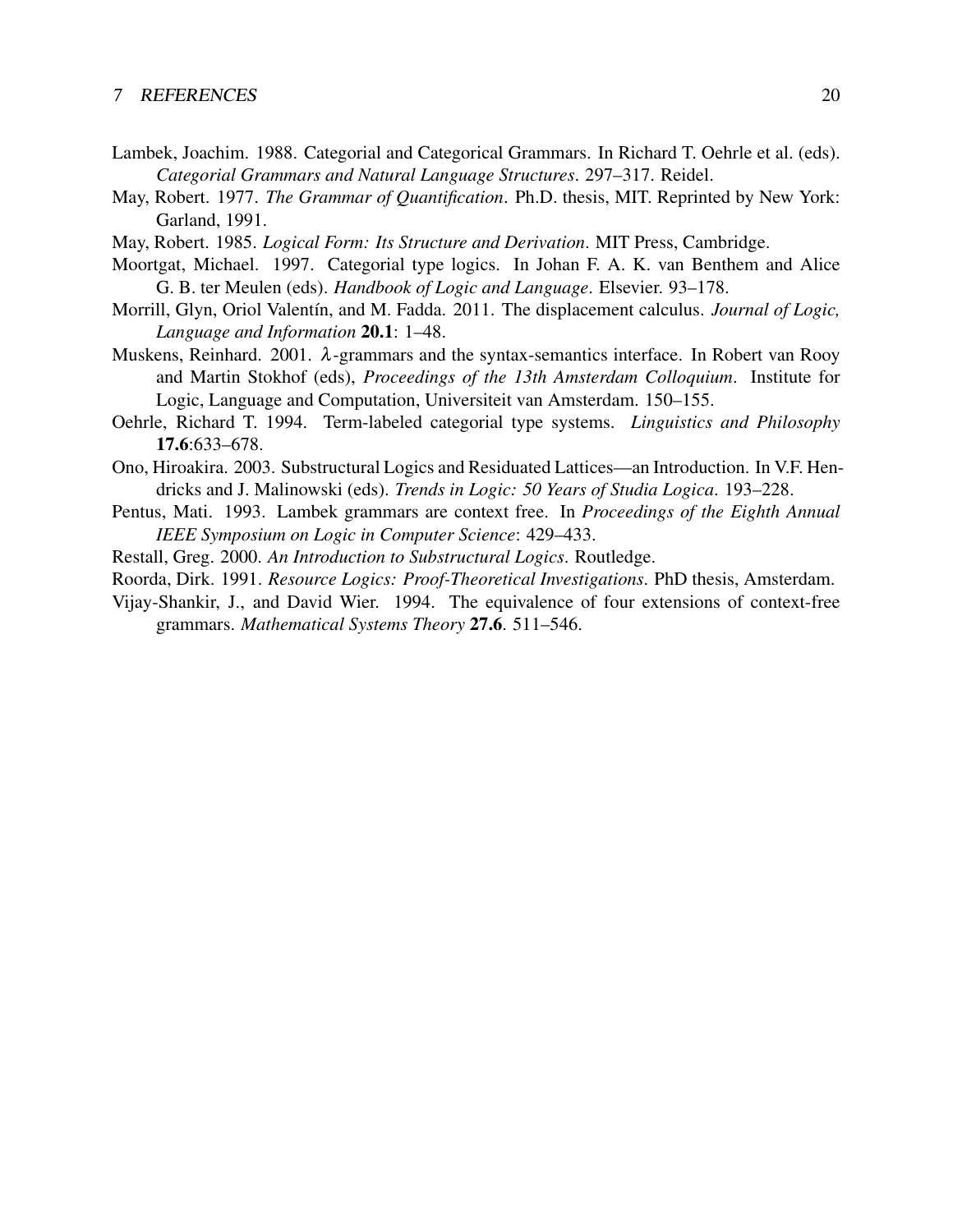Lambek, Joachim. 1988. Categorial and Categorical Grammars. In Richard T. Oehrle et al. (eds). *Categorial Grammars and Natural Language Structures*. 297–317. Reidel.

May, Robert. 1977. *The Grammar of Quantification*. Ph.D. thesis, MIT. Reprinted by New York: Garland, 1991.

May, Robert. 1985. *Logical Form: Its Structure and Derivation*. MIT Press, Cambridge.

Moortgat, Michael. 1997. Categorial type logics. In Johan F. A. K. van Benthem and Alice G. B. ter Meulen (eds). *Handbook of Logic and Language*. Elsevier. 93–178.

Morrill, Glyn, Oriol Valentín, and M. Fadda. 2011. The displacement calculus. *Journal of Logic, Language and Information* **20.1**: 1–48.

Muskens, Reinhard. 2001. $\lambda$-grammars and the syntax-semantics interface. In Robert van Rooy and Martin Stokhof (eds), *Proceedings of the 13th Amsterdam Colloquium*. Institute for Logic, Language and Computation, Universiteit van Amsterdam. 150–155.

Oehrle, Richard T. 1994. Term-labeled categorial type systems. *Linguistics and Philosophy* **17.6**:633–678.

Ono, Hiroakira. 2003. Substructural Logics and Residuated Lattices—an Introduction. In V.F. Hendricks and J. Malinowski (eds). *Trends in Logic: 50 Years of Studia Logica*. 193–228.

Pentus, Mati. 1993. Lambek grammars are context free. In *Proceedings of the Eighth Annual IEEE Symposium on Logic in Computer Science*: 429–433.

Restall, Greg. 2000. *An Introduction to Substructural Logics*. Routledge.

Roorda, Dirk. 1991. *Resource Logics: Proof-Theoretical Investigations*. PhD thesis, Amsterdam.

Vijay-Shankir, J., and David Wier. 1994. The equivalence of four extensions of context-free grammars. *Mathematical Systems Theory* **27.6**. 511–546.